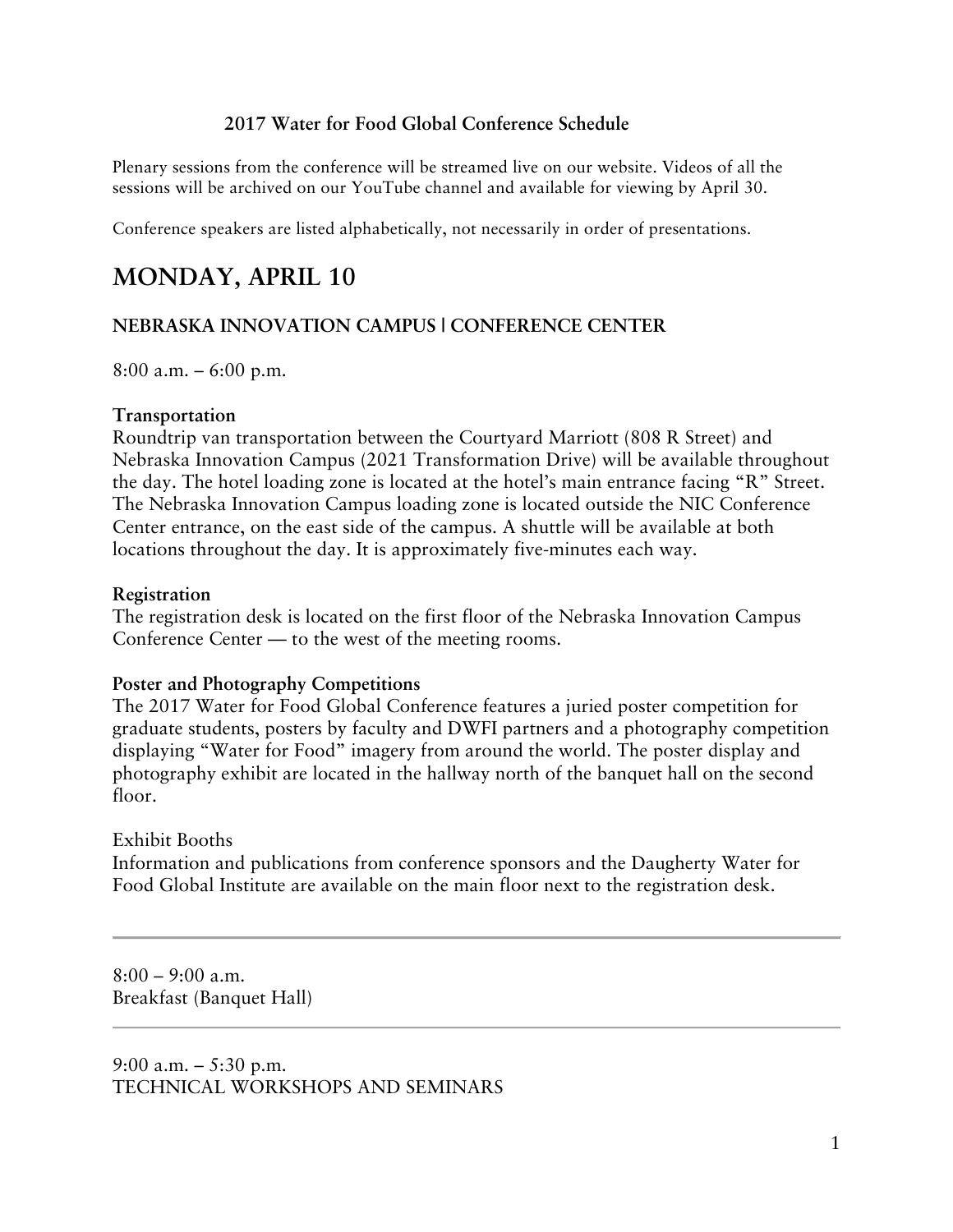**2017 Water for Food Global Conference Schedule**

Plenary sessions from the conference will be streamed live on our website. Videos of all the sessions will be archived on our YouTube channel and available for viewing by April 30.

Conference speakers are listed alphabetically, not necessarily in order of presentations.

# MONDAY, APRIL 10

### NEBRASKA INNOVATION CAMPUS | CONFERENCE CENTER

8:00 a.m. – 6:00 p.m.

**Transportation**
Roundtrip van transportation between the Courtyard Marriott (808 R Street) and Nebraska Innovation Campus (2021 Transformation Drive) will be available throughout the day. The hotel loading zone is located at the hotel's main entrance facing "R" Street. The Nebraska Innovation Campus loading zone is located outside the NIC Conference Center entrance, on the east side of the campus. A shuttle will be available at both locations throughout the day. It is approximately five-minutes each way.

**Registration**
The registration desk is located on the first floor of the Nebraska Innovation Campus Conference Center — to the west of the meeting rooms.

**Poster and Photography Competitions**
The 2017 Water for Food Global Conference features a juried poster competition for graduate students, posters by faculty and DWFI partners and a photography competition displaying "Water for Food" imagery from around the world. The poster display and photography exhibit are located in the hallway north of the banquet hall on the second floor.

Exhibit Booths
Information and publications from conference sponsors and the Daugherty Water for Food Global Institute are available on the main floor next to the registration desk.

---

8:00 – 9:00 a.m.
Breakfast (Banquet Hall)

---

9:00 a.m. – 5:30 p.m.
TECHNICAL WORKSHOPS AND SEMINARS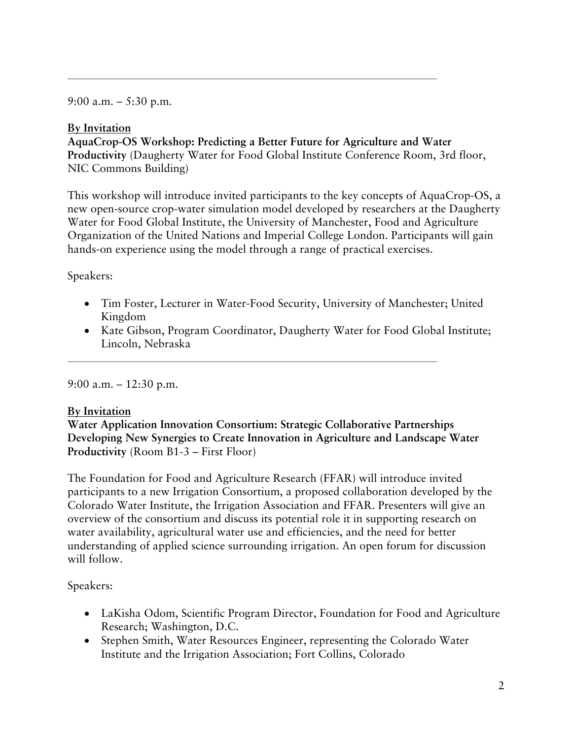---

9:00 a.m. – 5:30 p.m.

**By Invitation**
**AquaCrop-OS Workshop: Predicting a Better Future for Agriculture and Water Productivity** (Daugherty Water for Food Global Institute Conference Room, 3rd floor, NIC Commons Building)

This workshop will introduce invited participants to the key concepts of AquaCrop-OS, a new open-source crop-water simulation model developed by researchers at the Daugherty Water for Food Global Institute, the University of Manchester, Food and Agriculture Organization of the United Nations and Imperial College London. Participants will gain hands-on experience using the model through a range of practical exercises.

Speakers:

- Tim Foster, Lecturer in Water-Food Security, University of Manchester; United Kingdom
- Kate Gibson, Program Coordinator, Daugherty Water for Food Global Institute; Lincoln, Nebraska

---

9:00 a.m. – 12:30 p.m.

**By Invitation**
**Water Application Innovation Consortium: Strategic Collaborative Partnerships Developing New Synergies to Create Innovation in Agriculture and Landscape Water Productivity** (Room B1-3 – First Floor)

The Foundation for Food and Agriculture Research (FFAR) will introduce invited participants to a new Irrigation Consortium, a proposed collaboration developed by the Colorado Water Institute, the Irrigation Association and FFAR. Presenters will give an overview of the consortium and discuss its potential role it in supporting research on water availability, agricultural water use and efficiencies, and the need for better understanding of applied science surrounding irrigation. An open forum for discussion will follow.

Speakers:

- LaKisha Odom, Scientific Program Director, Foundation for Food and Agriculture Research; Washington, D.C.
- Stephen Smith, Water Resources Engineer, representing the Colorado Water Institute and the Irrigation Association; Fort Collins, Colorado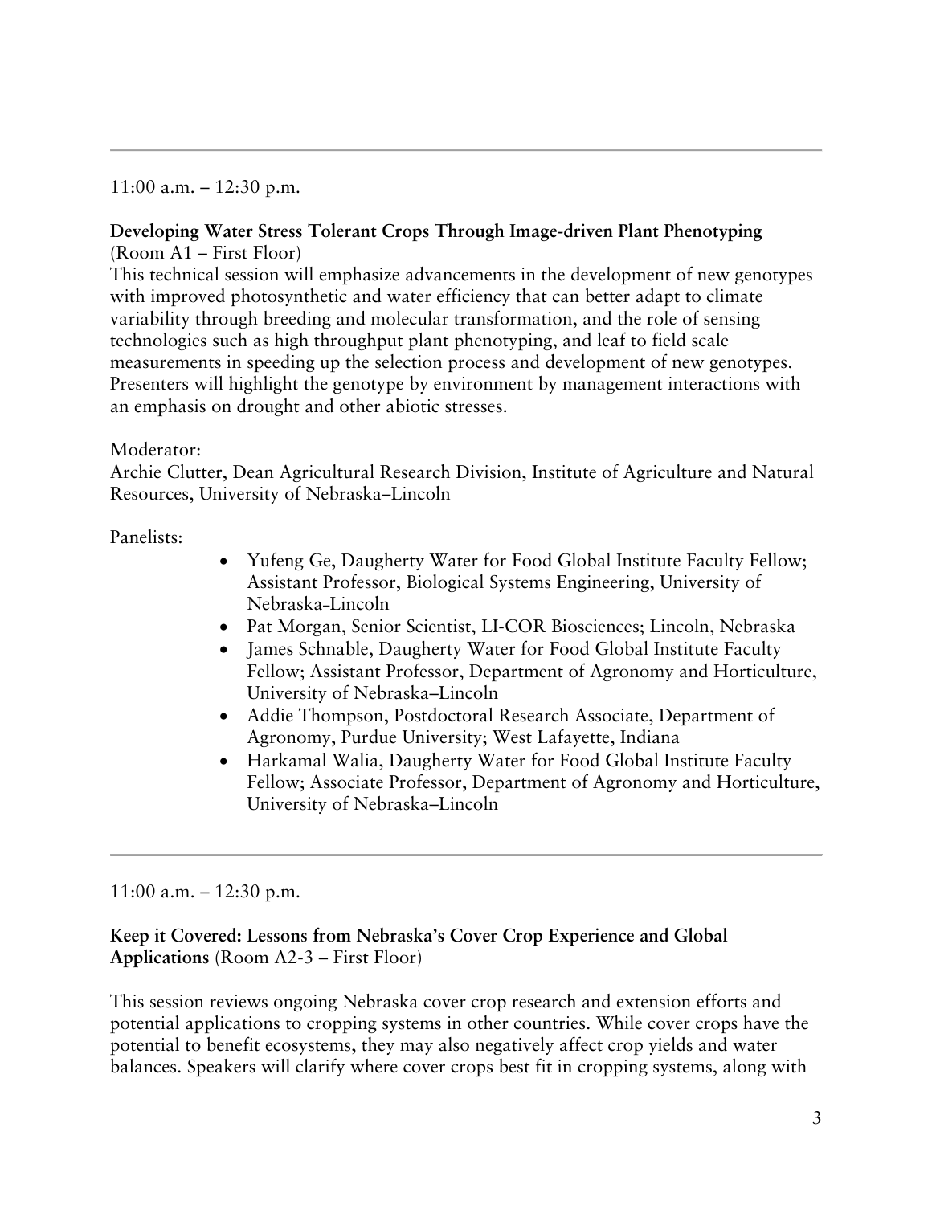---

11:00 a.m. – 12:30 p.m.

**Developing Water Stress Tolerant Crops Through Image-driven Plant Phenotyping**
(Room A1 – First Floor)
This technical session will emphasize advancements in the development of new genotypes with improved photosynthetic and water efficiency that can better adapt to climate variability through breeding and molecular transformation, and the role of sensing technologies such as high throughput plant phenotyping, and leaf to field scale measurements in speeding up the selection process and development of new genotypes. Presenters will highlight the genotype by environment by management interactions with an emphasis on drought and other abiotic stresses.

Moderator:
Archie Clutter, Dean Agricultural Research Division, Institute of Agriculture and Natural Resources, University of Nebraska–Lincoln

Panelists:

- Yufeng Ge, Daugherty Water for Food Global Institute Faculty Fellow; Assistant Professor, Biological Systems Engineering, University of Nebraska-Lincoln
- Pat Morgan, Senior Scientist, LI-COR Biosciences; Lincoln, Nebraska
- James Schnable, Daugherty Water for Food Global Institute Faculty Fellow; Assistant Professor, Department of Agronomy and Horticulture, University of Nebraska–Lincoln
- Addie Thompson, Postdoctoral Research Associate, Department of Agronomy, Purdue University; West Lafayette, Indiana
- Harkamal Walia, Daugherty Water for Food Global Institute Faculty Fellow; Associate Professor, Department of Agronomy and Horticulture, University of Nebraska–Lincoln

---

11:00 a.m. – 12:30 p.m.

**Keep it Covered: Lessons from Nebraska's Cover Crop Experience and Global Applications** (Room A2-3 – First Floor)

This session reviews ongoing Nebraska cover crop research and extension efforts and potential applications to cropping systems in other countries. While cover crops have the potential to benefit ecosystems, they may also negatively affect crop yields and water balances. Speakers will clarify where cover crops best fit in cropping systems, along with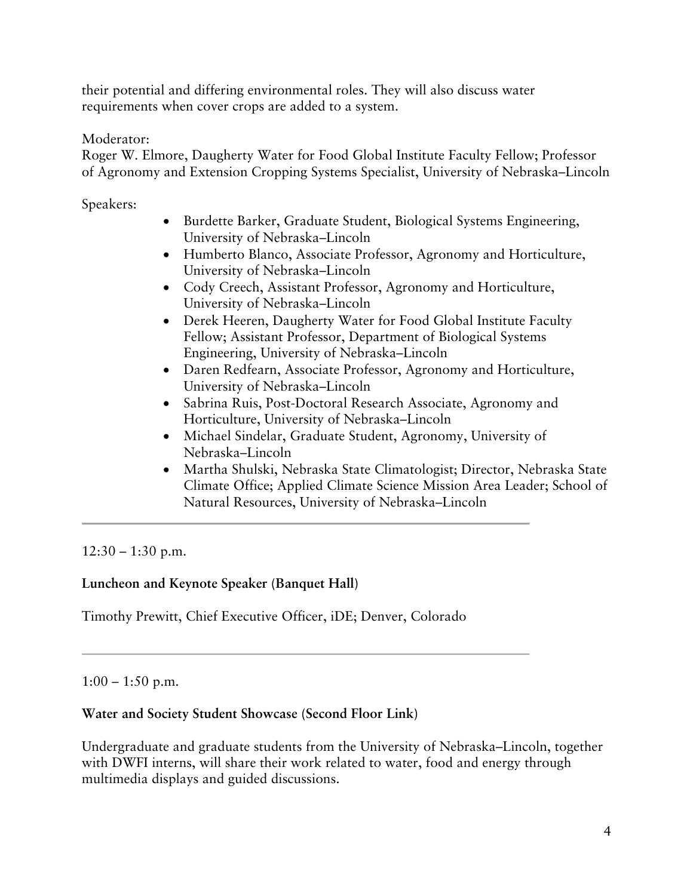their potential and differing environmental roles. They will also discuss water requirements when cover crops are added to a system.

Moderator:
Roger W. Elmore, Daugherty Water for Food Global Institute Faculty Fellow; Professor of Agronomy and Extension Cropping Systems Specialist, University of Nebraska–Lincoln

Speakers:

- Burdette Barker, Graduate Student, Biological Systems Engineering, University of Nebraska–Lincoln
- Humberto Blanco, Associate Professor, Agronomy and Horticulture, University of Nebraska–Lincoln
- Cody Creech, Assistant Professor, Agronomy and Horticulture, University of Nebraska–Lincoln
- Derek Heeren, Daugherty Water for Food Global Institute Faculty Fellow; Assistant Professor, Department of Biological Systems Engineering, University of Nebraska–Lincoln
- Daren Redfearn, Associate Professor, Agronomy and Horticulture, University of Nebraska–Lincoln
- Sabrina Ruis, Post-Doctoral Research Associate, Agronomy and Horticulture, University of Nebraska–Lincoln
- Michael Sindelar, Graduate Student, Agronomy, University of Nebraska–Lincoln
- Martha Shulski, Nebraska State Climatologist; Director, Nebraska State Climate Office; Applied Climate Science Mission Area Leader; School of Natural Resources, University of Nebraska–Lincoln

---

12:30 – 1:30 p.m.

**Luncheon and Keynote Speaker (Banquet Hall)**

Timothy Prewitt, Chief Executive Officer, iDE; Denver, Colorado

---

1:00 – 1:50 p.m.

**Water and Society Student Showcase (Second Floor Link)**

Undergraduate and graduate students from the University of Nebraska–Lincoln, together with DWFI interns, will share their work related to water, food and energy through multimedia displays and guided discussions.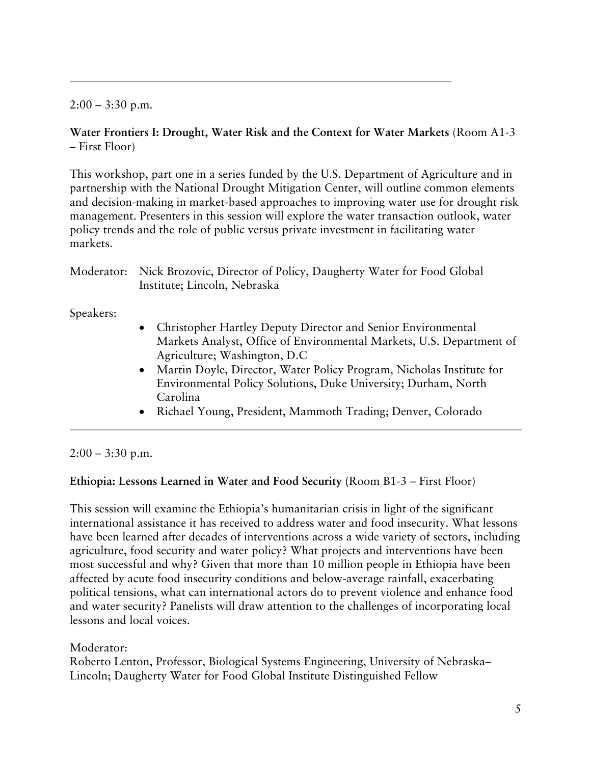2:00 – 3:30 p.m.

**Water Frontiers I: Drought, Water Risk and the Context for Water Markets** (Room A1-3 – First Floor)

This workshop, part one in a series funded by the U.S. Department of Agriculture and in partnership with the National Drought Mitigation Center, will outline common elements and decision-making in market-based approaches to improving water use for drought risk management. Presenters in this session will explore the water transaction outlook, water policy trends and the role of public versus private investment in facilitating water markets.

Moderator: Nick Brozovic, Director of Policy, Daugherty Water for Food Global Institute; Lincoln, Nebraska

Speakers:

- Christopher Hartley Deputy Director and Senior Environmental Markets Analyst, Office of Environmental Markets, U.S. Department of Agriculture; Washington, D.C
- Martin Doyle, Director, Water Policy Program, Nicholas Institute for Environmental Policy Solutions, Duke University; Durham, North Carolina
- Richael Young, President, Mammoth Trading; Denver, Colorado

---

2:00 – 3:30 p.m.

**Ethiopia: Lessons Learned in Water and Food Security** (Room B1-3 – First Floor)

This session will examine the Ethiopia's humanitarian crisis in light of the significant international assistance it has received to address water and food insecurity. What lessons have been learned after decades of interventions across a wide variety of sectors, including agriculture, food security and water policy? What projects and interventions have been most successful and why? Given that more than 10 million people in Ethiopia have been affected by acute food insecurity conditions and below-average rainfall, exacerbating political tensions, what can international actors do to prevent violence and enhance food and water security? Panelists will draw attention to the challenges of incorporating local lessons and local voices.

Moderator:
Roberto Lenton, Professor, Biological Systems Engineering, University of Nebraska–Lincoln; Daugherty Water for Food Global Institute Distinguished Fellow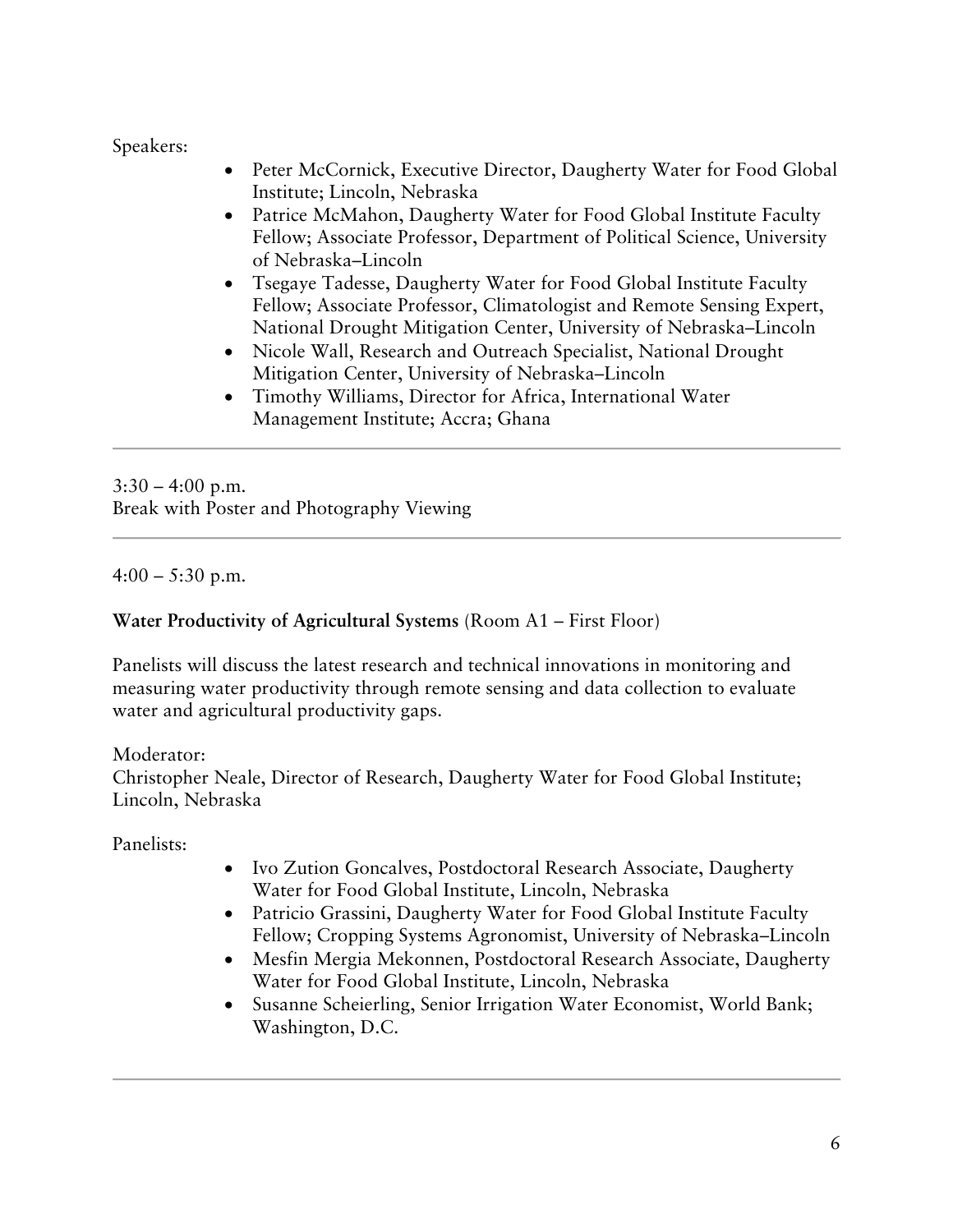Speakers:

- Peter McCornick, Executive Director, Daugherty Water for Food Global Institute; Lincoln, Nebraska
- Patrice McMahon, Daugherty Water for Food Global Institute Faculty Fellow; Associate Professor, Department of Political Science, University of Nebraska–Lincoln
- Tsegaye Tadesse, Daugherty Water for Food Global Institute Faculty Fellow; Associate Professor, Climatologist and Remote Sensing Expert, National Drought Mitigation Center, University of Nebraska–Lincoln
- Nicole Wall, Research and Outreach Specialist, National Drought Mitigation Center, University of Nebraska–Lincoln
- Timothy Williams, Director for Africa, International Water Management Institute; Accra; Ghana

---

3:30 – 4:00 p.m.
Break with Poster and Photography Viewing

---

4:00 – 5:30 p.m.

**Water Productivity of Agricultural Systems** (Room A1 – First Floor)

Panelists will discuss the latest research and technical innovations in monitoring and measuring water productivity through remote sensing and data collection to evaluate water and agricultural productivity gaps.

Moderator:
Christopher Neale, Director of Research, Daugherty Water for Food Global Institute; Lincoln, Nebraska

Panelists:

- Ivo Zution Goncalves, Postdoctoral Research Associate, Daugherty Water for Food Global Institute, Lincoln, Nebraska
- Patricio Grassini, Daugherty Water for Food Global Institute Faculty Fellow; Cropping Systems Agronomist, University of Nebraska–Lincoln
- Mesfin Mergia Mekonnen, Postdoctoral Research Associate, Daugherty Water for Food Global Institute, Lincoln, Nebraska
- Susanne Scheierling, Senior Irrigation Water Economist, World Bank; Washington, D.C.

---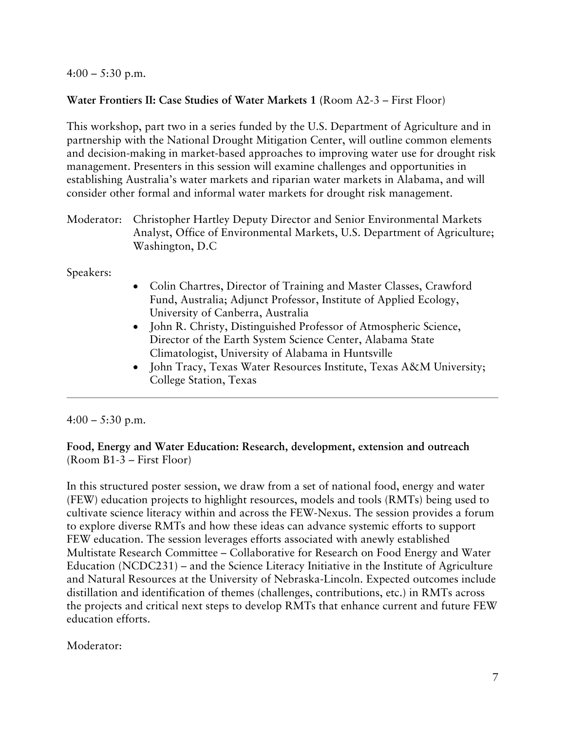4:00 – 5:30 p.m.

**Water Frontiers II: Case Studies of Water Markets 1** (Room A2-3 – First Floor)

This workshop, part two in a series funded by the U.S. Department of Agriculture and in partnership with the National Drought Mitigation Center, will outline common elements and decision-making in market-based approaches to improving water use for drought risk management. Presenters in this session will examine challenges and opportunities in establishing Australia's water markets and riparian water markets in Alabama, and will consider other formal and informal water markets for drought risk management.

Moderator: Christopher Hartley Deputy Director and Senior Environmental Markets Analyst, Office of Environmental Markets, U.S. Department of Agriculture; Washington, D.C

Speakers:

- Colin Chartres, Director of Training and Master Classes, Crawford Fund, Australia; Adjunct Professor, Institute of Applied Ecology, University of Canberra, Australia
- John R. Christy, Distinguished Professor of Atmospheric Science, Director of the Earth System Science Center, Alabama State Climatologist, University of Alabama in Huntsville
- John Tracy, Texas Water Resources Institute, Texas A&M University; College Station, Texas

---

4:00 – 5:30 p.m.

**Food, Energy and Water Education: Research, development, extension and outreach** (Room B1-3 – First Floor)

In this structured poster session, we draw from a set of national food, energy and water (FEW) education projects to highlight resources, models and tools (RMTs) being used to cultivate science literacy within and across the FEW-Nexus. The session provides a forum to explore diverse RMTs and how these ideas can advance systemic efforts to support FEW education. The session leverages efforts associated with anewly established Multistate Research Committee – Collaborative for Research on Food Energy and Water Education (NCDC231) – and the Science Literacy Initiative in the Institute of Agriculture and Natural Resources at the University of Nebraska-Lincoln. Expected outcomes include distillation and identification of themes (challenges, contributions, etc.) in RMTs across the projects and critical next steps to develop RMTs that enhance current and future FEW education efforts.

Moderator: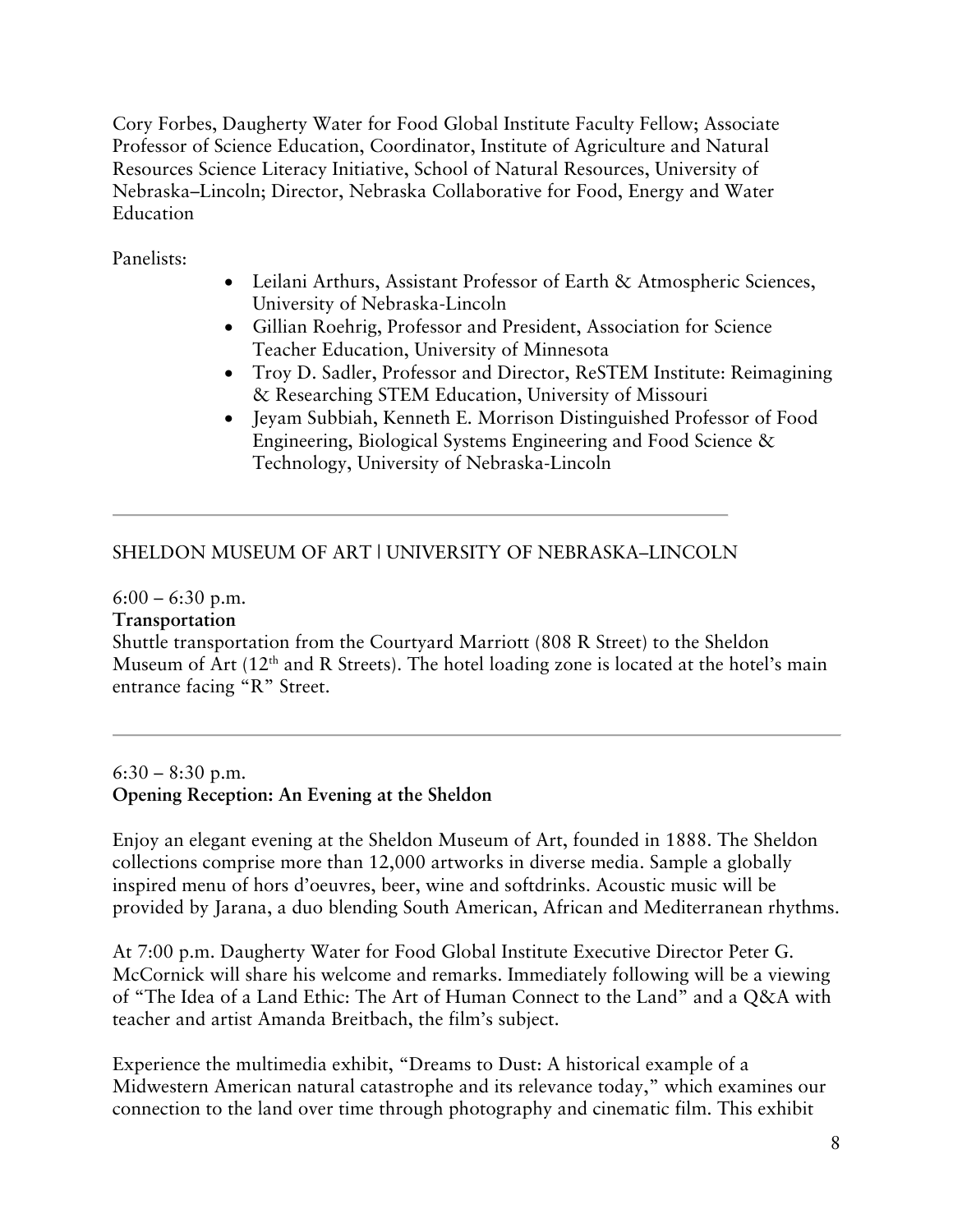Cory Forbes, Daugherty Water for Food Global Institute Faculty Fellow; Associate Professor of Science Education, Coordinator, Institute of Agriculture and Natural Resources Science Literacy Initiative, School of Natural Resources, University of Nebraska–Lincoln; Director, Nebraska Collaborative for Food, Energy and Water Education

Panelists:

- Leilani Arthurs, Assistant Professor of Earth & Atmospheric Sciences, University of Nebraska-Lincoln
- Gillian Roehrig, Professor and President, Association for Science Teacher Education, University of Minnesota
- Troy D. Sadler, Professor and Director, ReSTEM Institute: Reimagining & Researching STEM Education, University of Missouri
- Jeyam Subbiah, Kenneth E. Morrison Distinguished Professor of Food Engineering, Biological Systems Engineering and Food Science & Technology, University of Nebraska-Lincoln

---

SHELDON MUSEUM OF ART | UNIVERSITY OF NEBRASKA–LINCOLN

6:00 – 6:30 p.m.
**Transportation**
Shuttle transportation from the Courtyard Marriott (808 R Street) to the Sheldon Museum of Art (12th and R Streets). The hotel loading zone is located at the hotel's main entrance facing "R" Street.

---

6:30 – 8:30 p.m.
**Opening Reception: An Evening at the Sheldon**

Enjoy an elegant evening at the Sheldon Museum of Art, founded in 1888. The Sheldon collections comprise more than 12,000 artworks in diverse media. Sample a globally inspired menu of hors d'oeuvres, beer, wine and softdrinks. Acoustic music will be provided by Jarana, a duo blending South American, African and Mediterranean rhythms.

At 7:00 p.m. Daugherty Water for Food Global Institute Executive Director Peter G. McCornick will share his welcome and remarks. Immediately following will be a viewing of "The Idea of a Land Ethic: The Art of Human Connect to the Land" and a Q&A with teacher and artist Amanda Breitbach, the film's subject.

Experience the multimedia exhibit, "Dreams to Dust: A historical example of a Midwestern American natural catastrophe and its relevance today," which examines our connection to the land over time through photography and cinematic film. This exhibit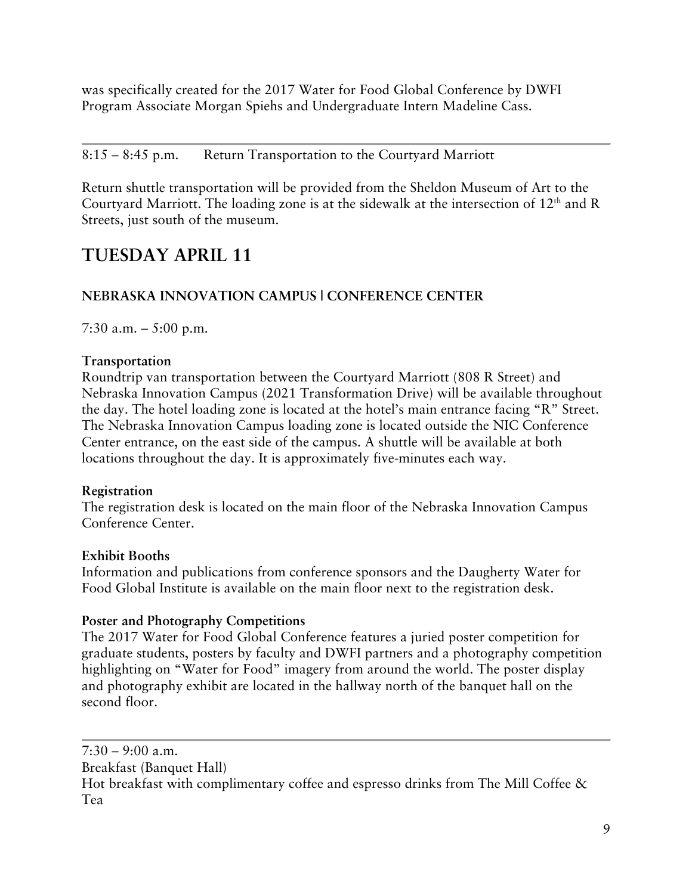was specifically created for the 2017 Water for Food Global Conference by DWFI Program Associate Morgan Spiehs and Undergraduate Intern Madeline Cass.

---

8:15 – 8:45 p.m. Return Transportation to the Courtyard Marriott

Return shuttle transportation will be provided from the Sheldon Museum of Art to the Courtyard Marriott. The loading zone is at the sidewalk at the intersection of 12th and R Streets, just south of the museum.

# TUESDAY APRIL 11

### NEBRASKA INNOVATION CAMPUS | CONFERENCE CENTER

7:30 a.m. – 5:00 p.m.

**Transportation**
Roundtrip van transportation between the Courtyard Marriott (808 R Street) and Nebraska Innovation Campus (2021 Transformation Drive) will be available throughout the day. The hotel loading zone is located at the hotel's main entrance facing "R" Street. The Nebraska Innovation Campus loading zone is located outside the NIC Conference Center entrance, on the east side of the campus. A shuttle will be available at both locations throughout the day. It is approximately five-minutes each way.

**Registration**
The registration desk is located on the main floor of the Nebraska Innovation Campus Conference Center.

**Exhibit Booths**
Information and publications from conference sponsors and the Daugherty Water for Food Global Institute is available on the main floor next to the registration desk.

**Poster and Photography Competitions**
The 2017 Water for Food Global Conference features a juried poster competition for graduate students, posters by faculty and DWFI partners and a photography competition highlighting on "Water for Food" imagery from around the world. The poster display and photography exhibit are located in the hallway north of the banquet hall on the second floor.

---

7:30 – 9:00 a.m.
Breakfast (Banquet Hall)
Hot breakfast with complimentary coffee and espresso drinks from The Mill Coffee & Tea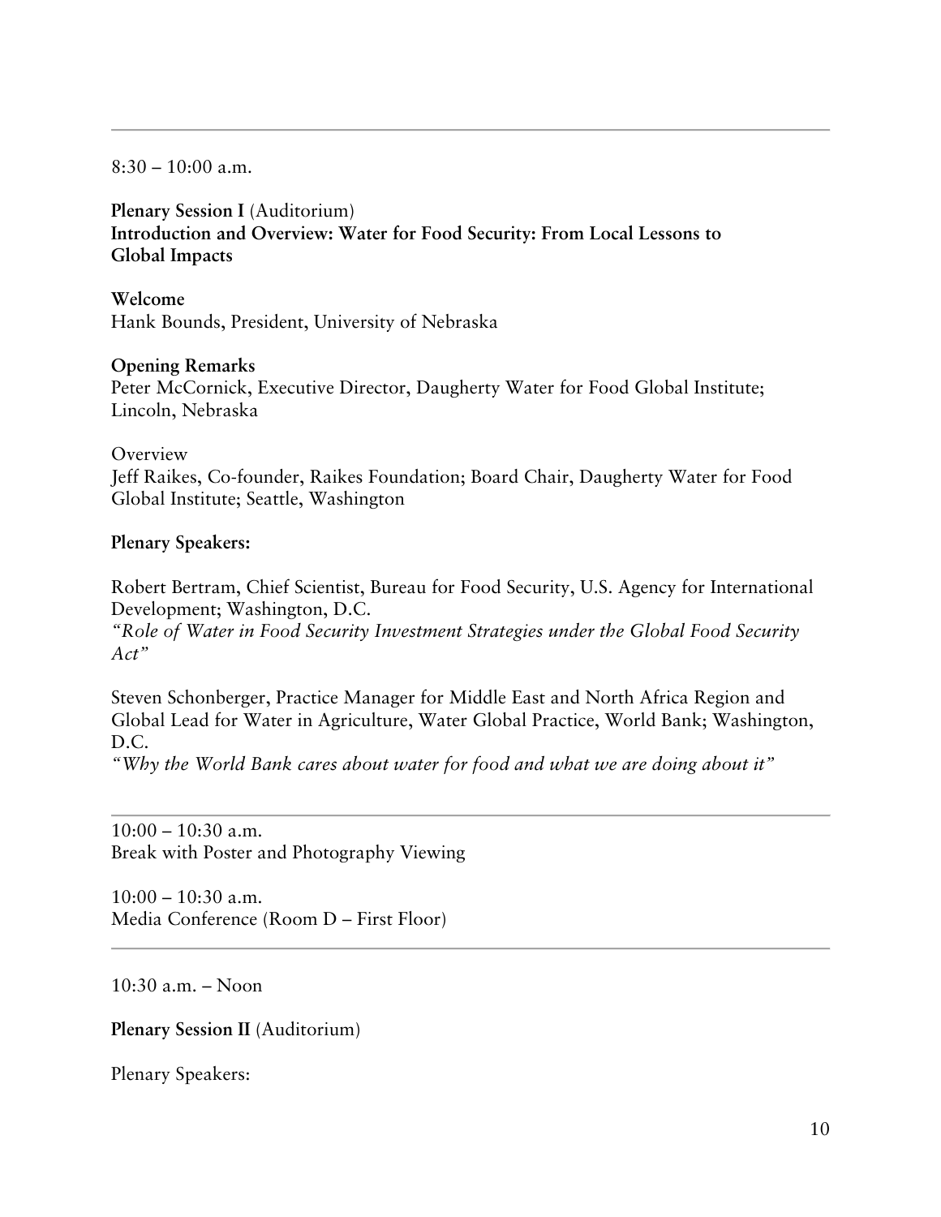---

8:30 – 10:00 a.m.

**Plenary Session I** (Auditorium)
**Introduction and Overview: Water for Food Security: From Local Lessons to Global Impacts**

**Welcome**
Hank Bounds, President, University of Nebraska

**Opening Remarks**
Peter McCornick, Executive Director, Daugherty Water for Food Global Institute; Lincoln, Nebraska

Overview
Jeff Raikes, Co-founder, Raikes Foundation; Board Chair, Daugherty Water for Food Global Institute; Seattle, Washington

**Plenary Speakers:**

Robert Bertram, Chief Scientist, Bureau for Food Security, U.S. Agency for International Development; Washington, D.C.
*"Role of Water in Food Security Investment Strategies under the Global Food Security Act"*

Steven Schonberger, Practice Manager for Middle East and North Africa Region and Global Lead for Water in Agriculture, Water Global Practice, World Bank; Washington, D.C.
*"Why the World Bank cares about water for food and what we are doing about it"*

---

10:00 – 10:30 a.m.
Break with Poster and Photography Viewing

10:00 – 10:30 a.m.
Media Conference (Room D – First Floor)

---

10:30 a.m. – Noon

**Plenary Session II** (Auditorium)

Plenary Speakers: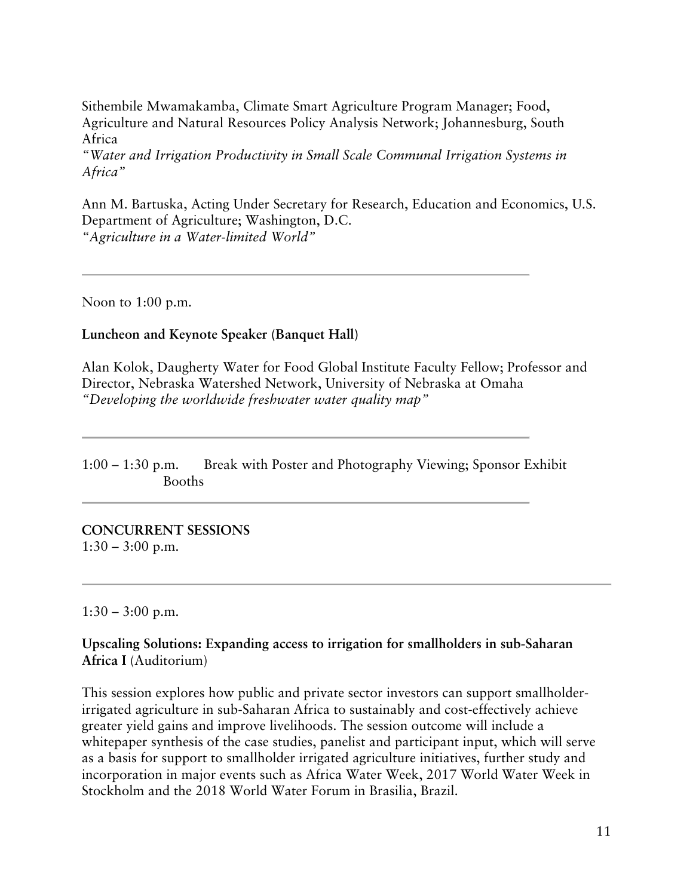Sithembile Mwamakamba, Climate Smart Agriculture Program Manager; Food, Agriculture and Natural Resources Policy Analysis Network; Johannesburg, South Africa
*"Water and Irrigation Productivity in Small Scale Communal Irrigation Systems in Africa"*

Ann M. Bartuska, Acting Under Secretary for Research, Education and Economics, U.S. Department of Agriculture; Washington, D.C.
*"Agriculture in a Water-limited World"*

---

Noon to 1:00 p.m.

**Luncheon and Keynote Speaker (Banquet Hall)**

Alan Kolok, Daugherty Water for Food Global Institute Faculty Fellow; Professor and Director, Nebraska Watershed Network, University of Nebraska at Omaha
*"Developing the worldwide freshwater water quality map"*

---

1:00 – 1:30 p.m. Break with Poster and Photography Viewing; Sponsor Exhibit Booths

---

**CONCURRENT SESSIONS**
1:30 – 3:00 p.m.

---

1:30 – 3:00 p.m.

**Upscaling Solutions: Expanding access to irrigation for smallholders in sub-Saharan Africa I** (Auditorium)

This session explores how public and private sector investors can support smallholder-irrigated agriculture in sub-Saharan Africa to sustainably and cost-effectively achieve greater yield gains and improve livelihoods. The session outcome will include a whitepaper synthesis of the case studies, panelist and participant input, which will serve as a basis for support to smallholder irrigated agriculture initiatives, further study and incorporation in major events such as Africa Water Week, 2017 World Water Week in Stockholm and the 2018 World Water Forum in Brasilia, Brazil.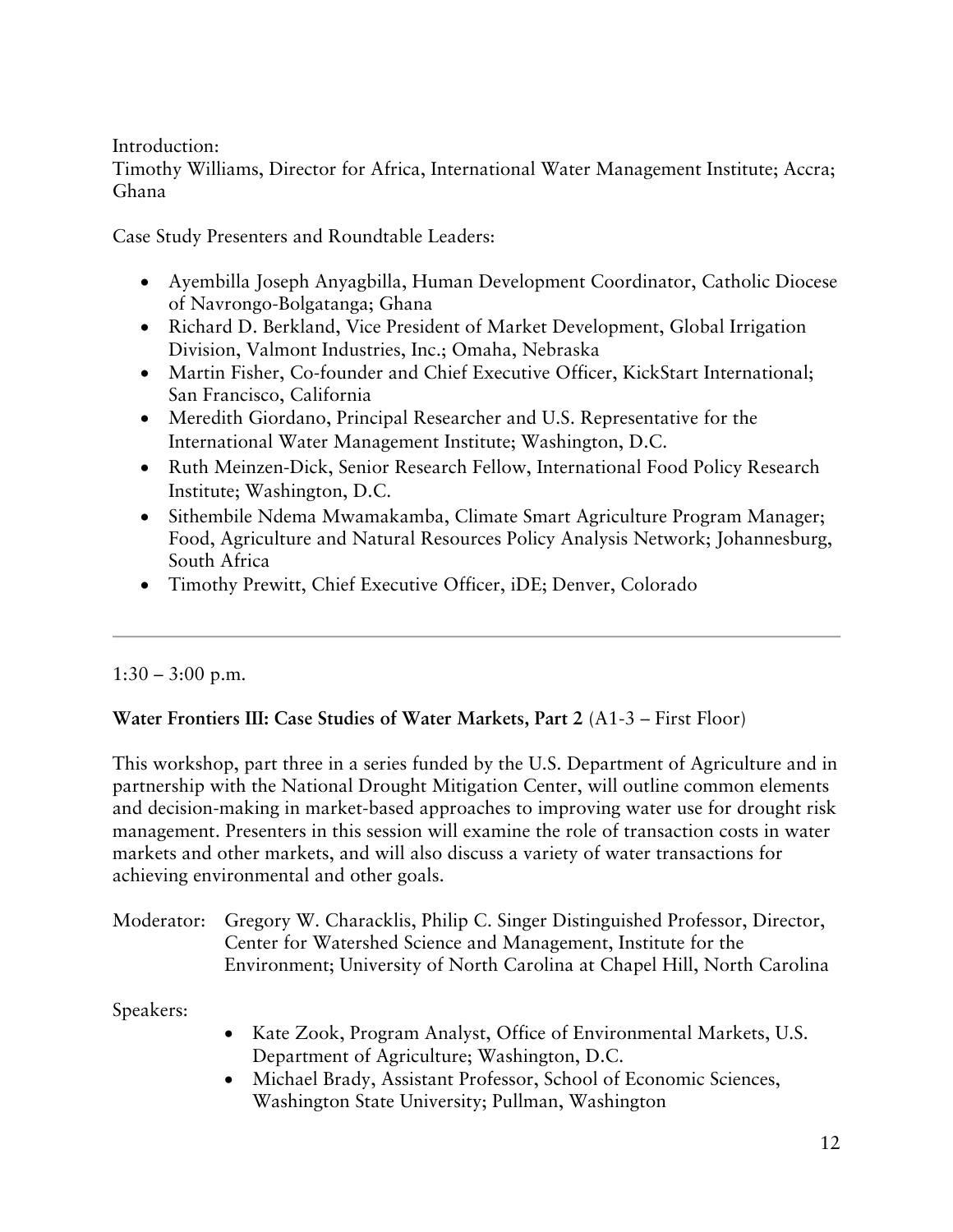Introduction:
Timothy Williams, Director for Africa, International Water Management Institute; Accra; Ghana

Case Study Presenters and Roundtable Leaders:

- Ayembilla Joseph Anyagbilla, Human Development Coordinator, Catholic Diocese of Navrongo-Bolgatanga; Ghana
- Richard D. Berkland, Vice President of Market Development, Global Irrigation Division, Valmont Industries, Inc.; Omaha, Nebraska
- Martin Fisher, Co-founder and Chief Executive Officer, KickStart International; San Francisco, California
- Meredith Giordano, Principal Researcher and U.S. Representative for the International Water Management Institute; Washington, D.C.
- Ruth Meinzen-Dick, Senior Research Fellow, International Food Policy Research Institute; Washington, D.C.
- Sithembile Ndema Mwamakamba, Climate Smart Agriculture Program Manager; Food, Agriculture and Natural Resources Policy Analysis Network; Johannesburg, South Africa
- Timothy Prewitt, Chief Executive Officer, iDE; Denver, Colorado

---

1:30 – 3:00 p.m.

**Water Frontiers III: Case Studies of Water Markets, Part 2** (A1-3 – First Floor)

This workshop, part three in a series funded by the U.S. Department of Agriculture and in partnership with the National Drought Mitigation Center, will outline common elements and decision-making in market-based approaches to improving water use for drought risk management. Presenters in this session will examine the role of transaction costs in water markets and other markets, and will also discuss a variety of water transactions for achieving environmental and other goals.

Moderator: Gregory W. Characklis, Philip C. Singer Distinguished Professor, Director, Center for Watershed Science and Management, Institute for the Environment; University of North Carolina at Chapel Hill, North Carolina

Speakers:

- Kate Zook, Program Analyst, Office of Environmental Markets, U.S. Department of Agriculture; Washington, D.C.
- Michael Brady, Assistant Professor, School of Economic Sciences, Washington State University; Pullman, Washington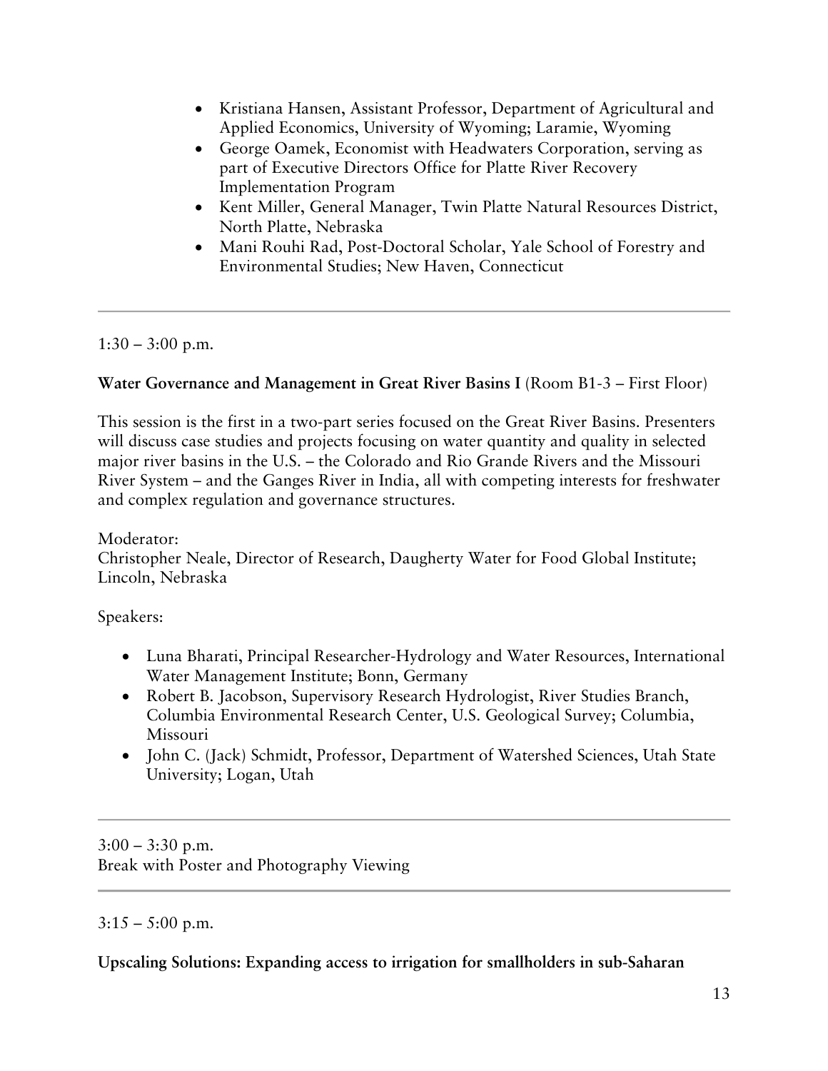- Kristiana Hansen, Assistant Professor, Department of Agricultural and Applied Economics, University of Wyoming; Laramie, Wyoming
- George Oamek, Economist with Headwaters Corporation, serving as part of Executive Directors Office for Platte River Recovery Implementation Program
- Kent Miller, General Manager, Twin Platte Natural Resources District, North Platte, Nebraska
- Mani Rouhi Rad, Post-Doctoral Scholar, Yale School of Forestry and Environmental Studies; New Haven, Connecticut

---

1:30 – 3:00 p.m.

**Water Governance and Management in Great River Basins I** (Room B1-3 – First Floor)

This session is the first in a two-part series focused on the Great River Basins. Presenters will discuss case studies and projects focusing on water quantity and quality in selected major river basins in the U.S. – the Colorado and Rio Grande Rivers and the Missouri River System – and the Ganges River in India, all with competing interests for freshwater and complex regulation and governance structures.

Moderator:
Christopher Neale, Director of Research, Daugherty Water for Food Global Institute; Lincoln, Nebraska

Speakers:

- Luna Bharati, Principal Researcher-Hydrology and Water Resources, International Water Management Institute; Bonn, Germany
- Robert B. Jacobson, Supervisory Research Hydrologist, River Studies Branch, Columbia Environmental Research Center, U.S. Geological Survey; Columbia, Missouri
- John C. (Jack) Schmidt, Professor, Department of Watershed Sciences, Utah State University; Logan, Utah

---

3:00 – 3:30 p.m.
Break with Poster and Photography Viewing

---

3:15 – 5:00 p.m.

**Upscaling Solutions: Expanding access to irrigation for smallholders in sub-Saharan**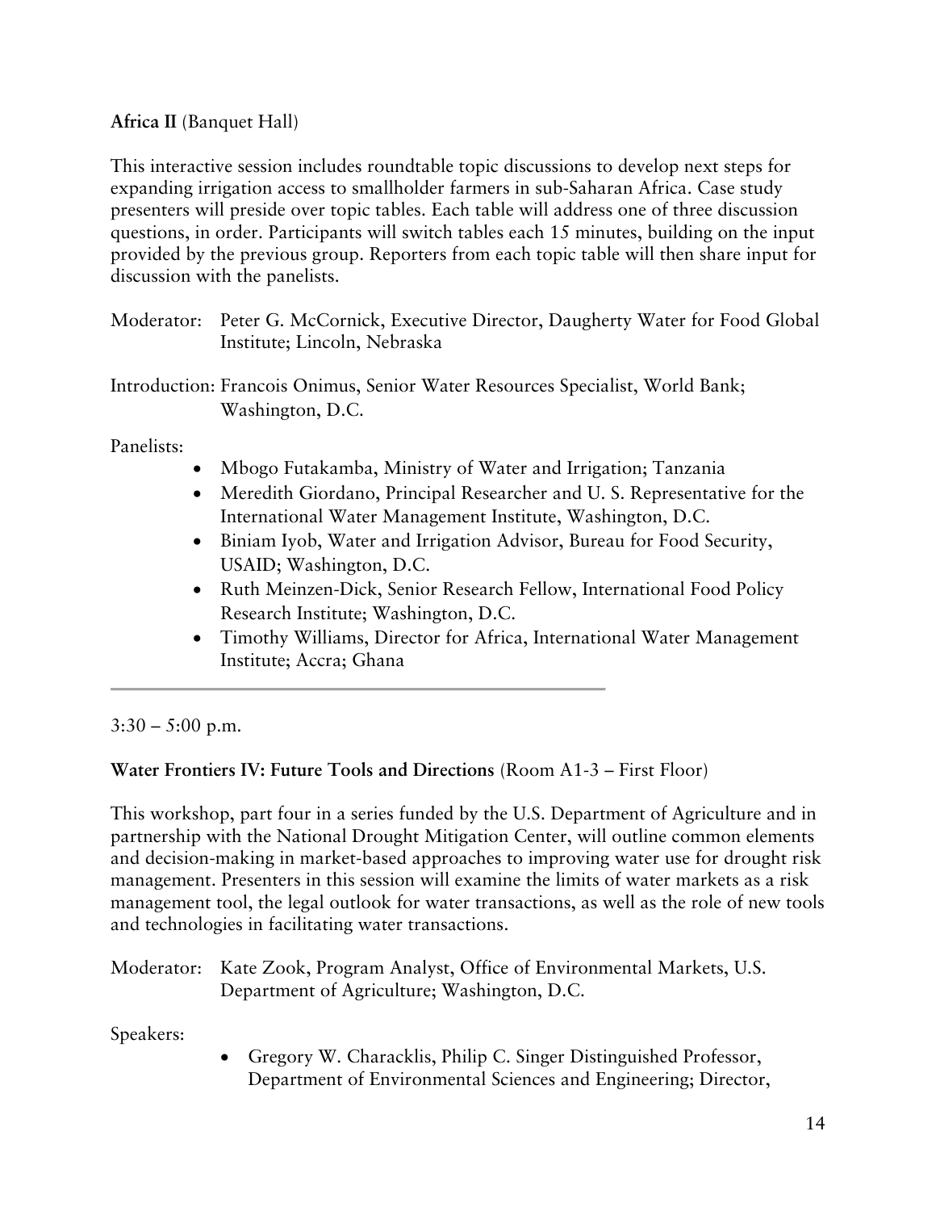**Africa II** (Banquet Hall)

This interactive session includes roundtable topic discussions to develop next steps for expanding irrigation access to smallholder farmers in sub-Saharan Africa. Case study presenters will preside over topic tables. Each table will address one of three discussion questions, in order. Participants will switch tables each 15 minutes, building on the input provided by the previous group. Reporters from each topic table will then share input for discussion with the panelists.

Moderator: Peter G. McCornick, Executive Director, Daugherty Water for Food Global Institute; Lincoln, Nebraska

Introduction: Francois Onimus, Senior Water Resources Specialist, World Bank; Washington, D.C.

Panelists:

- Mbogo Futakamba, Ministry of Water and Irrigation; Tanzania
- Meredith Giordano, Principal Researcher and U. S. Representative for the International Water Management Institute, Washington, D.C.
- Biniam Iyob, Water and Irrigation Advisor, Bureau for Food Security, USAID; Washington, D.C.
- Ruth Meinzen-Dick, Senior Research Fellow, International Food Policy Research Institute; Washington, D.C.
- Timothy Williams, Director for Africa, International Water Management Institute; Accra; Ghana

---

3:30 – 5:00 p.m.

**Water Frontiers IV: Future Tools and Directions** (Room A1-3 – First Floor)

This workshop, part four in a series funded by the U.S. Department of Agriculture and in partnership with the National Drought Mitigation Center, will outline common elements and decision-making in market-based approaches to improving water use for drought risk management. Presenters in this session will examine the limits of water markets as a risk management tool, the legal outlook for water transactions, as well as the role of new tools and technologies in facilitating water transactions.

Moderator: Kate Zook, Program Analyst, Office of Environmental Markets, U.S. Department of Agriculture; Washington, D.C.

Speakers:

- Gregory W. Characklis, Philip C. Singer Distinguished Professor, Department of Environmental Sciences and Engineering; Director,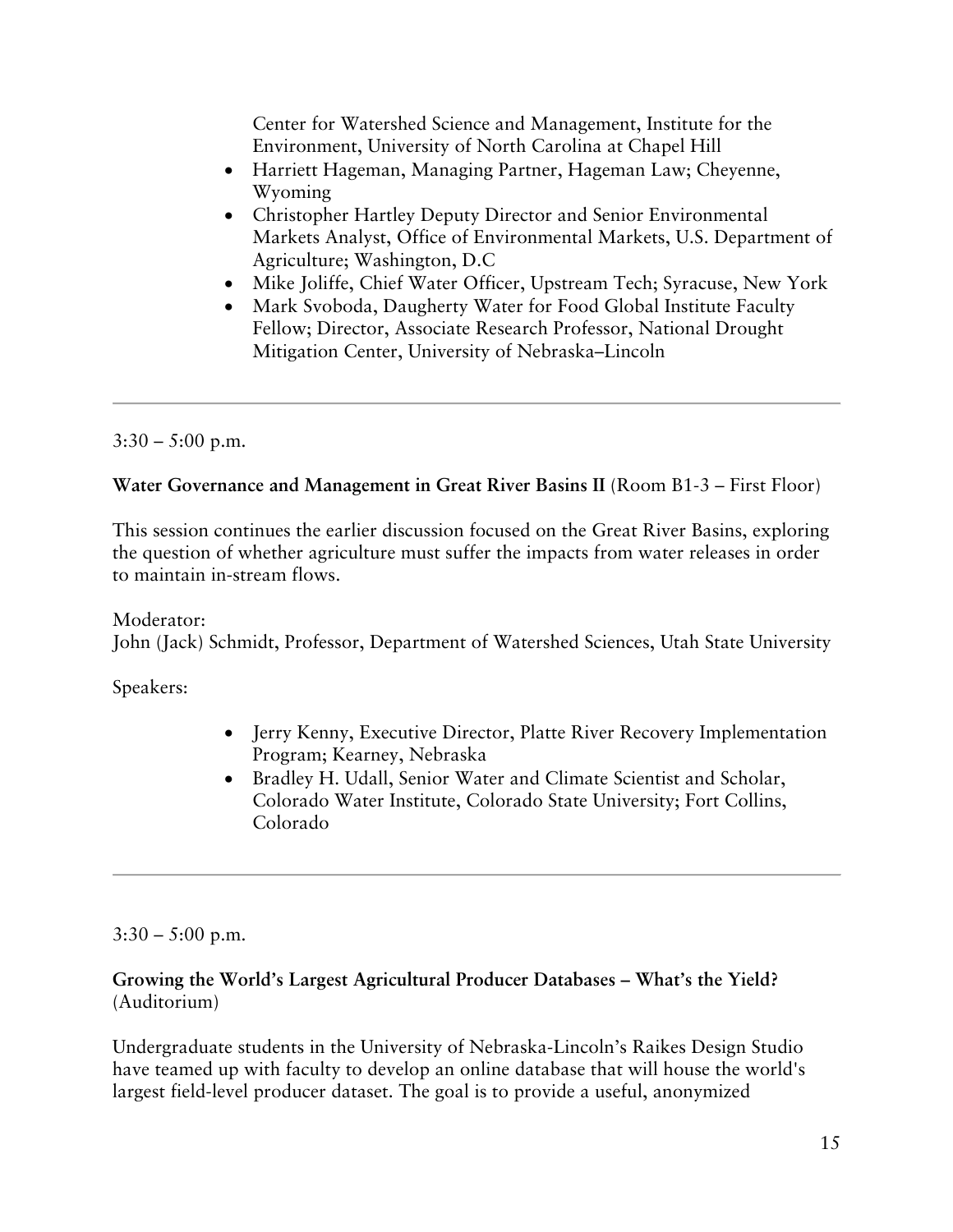Center for Watershed Science and Management, Institute for the Environment, University of North Carolina at Chapel Hill

- Harriett Hageman, Managing Partner, Hageman Law; Cheyenne, Wyoming
- Christopher Hartley Deputy Director and Senior Environmental Markets Analyst, Office of Environmental Markets, U.S. Department of Agriculture; Washington, D.C
- Mike Joliffe, Chief Water Officer, Upstream Tech; Syracuse, New York
- Mark Svoboda, Daugherty Water for Food Global Institute Faculty Fellow; Director, Associate Research Professor, National Drought Mitigation Center, University of Nebraska–Lincoln

---

3:30 – 5:00 p.m.

**Water Governance and Management in Great River Basins II** (Room B1-3 – First Floor)

This session continues the earlier discussion focused on the Great River Basins, exploring the question of whether agriculture must suffer the impacts from water releases in order to maintain in-stream flows.

Moderator:
John (Jack) Schmidt, Professor, Department of Watershed Sciences, Utah State University

Speakers:

- Jerry Kenny, Executive Director, Platte River Recovery Implementation Program; Kearney, Nebraska
- Bradley H. Udall, Senior Water and Climate Scientist and Scholar, Colorado Water Institute, Colorado State University; Fort Collins, Colorado

---

3:30 – 5:00 p.m.

**Growing the World's Largest Agricultural Producer Databases – What's the Yield?** (Auditorium)

Undergraduate students in the University of Nebraska-Lincoln's Raikes Design Studio have teamed up with faculty to develop an online database that will house the world's largest field-level producer dataset. The goal is to provide a useful, anonymized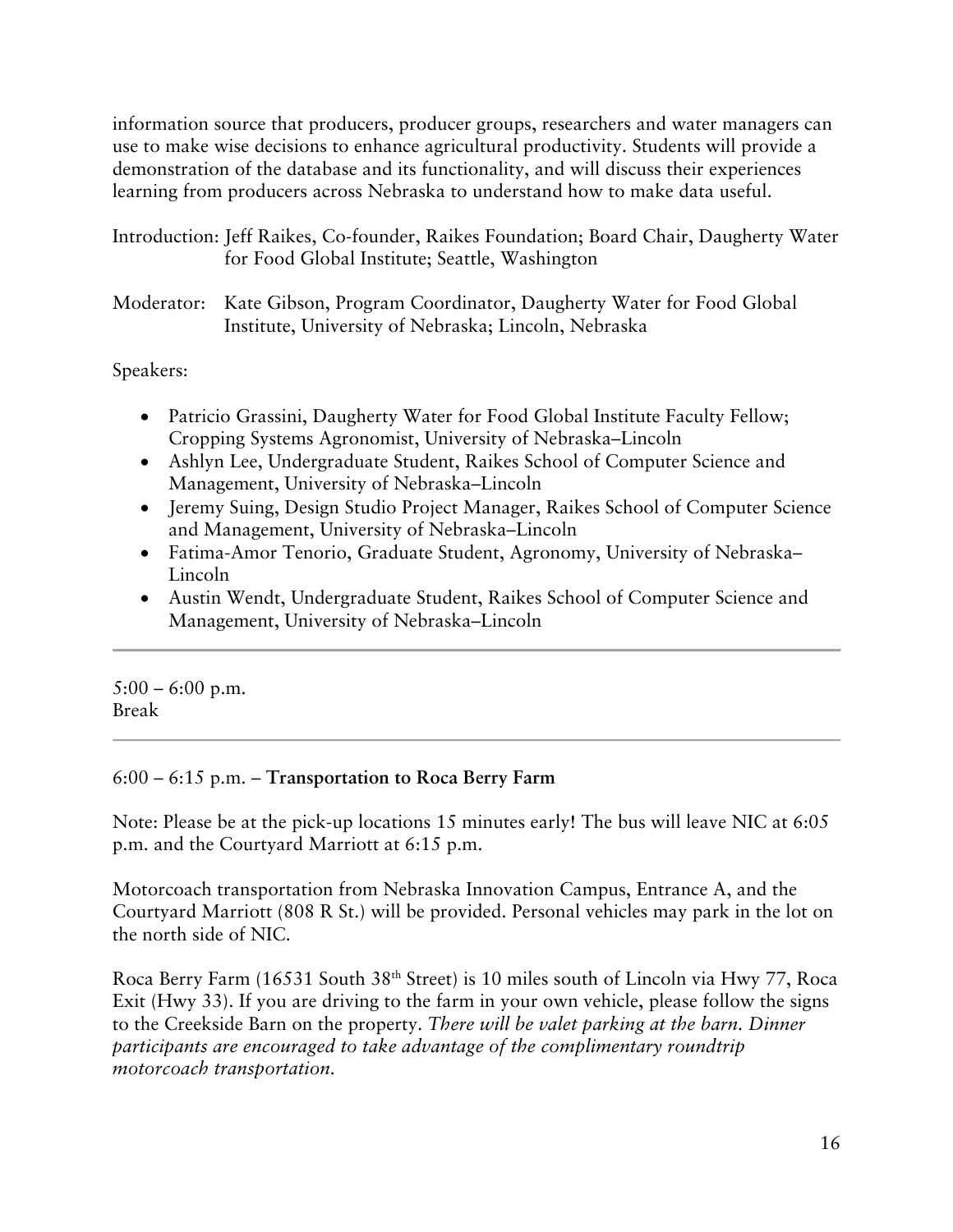information source that producers, producer groups, researchers and water managers can use to make wise decisions to enhance agricultural productivity. Students will provide a demonstration of the database and its functionality, and will discuss their experiences learning from producers across Nebraska to understand how to make data useful.

Introduction: Jeff Raikes, Co-founder, Raikes Foundation; Board Chair, Daugherty Water for Food Global Institute; Seattle, Washington

Moderator: Kate Gibson, Program Coordinator, Daugherty Water for Food Global Institute, University of Nebraska; Lincoln, Nebraska

Speakers:

- Patricio Grassini, Daugherty Water for Food Global Institute Faculty Fellow; Cropping Systems Agronomist, University of Nebraska–Lincoln
- Ashlyn Lee, Undergraduate Student, Raikes School of Computer Science and Management, University of Nebraska–Lincoln
- Jeremy Suing, Design Studio Project Manager, Raikes School of Computer Science and Management, University of Nebraska–Lincoln
- Fatima-Amor Tenorio, Graduate Student, Agronomy, University of Nebraska–Lincoln
- Austin Wendt, Undergraduate Student, Raikes School of Computer Science and Management, University of Nebraska–Lincoln

---

5:00 – 6:00 p.m.
Break

---

6:00 – 6:15 p.m. – **Transportation to Roca Berry Farm**

Note: Please be at the pick-up locations 15 minutes early! The bus will leave NIC at 6:05 p.m. and the Courtyard Marriott at 6:15 p.m.

Motorcoach transportation from Nebraska Innovation Campus, Entrance A, and the Courtyard Marriott (808 R St.) will be provided. Personal vehicles may park in the lot on the north side of NIC.

Roca Berry Farm (16531 South 38th Street) is 10 miles south of Lincoln via Hwy 77, Roca Exit (Hwy 33). If you are driving to the farm in your own vehicle, please follow the signs to the Creekside Barn on the property. *There will be valet parking at the barn. Dinner participants are encouraged to take advantage of the complimentary roundtrip motorcoach transportation.*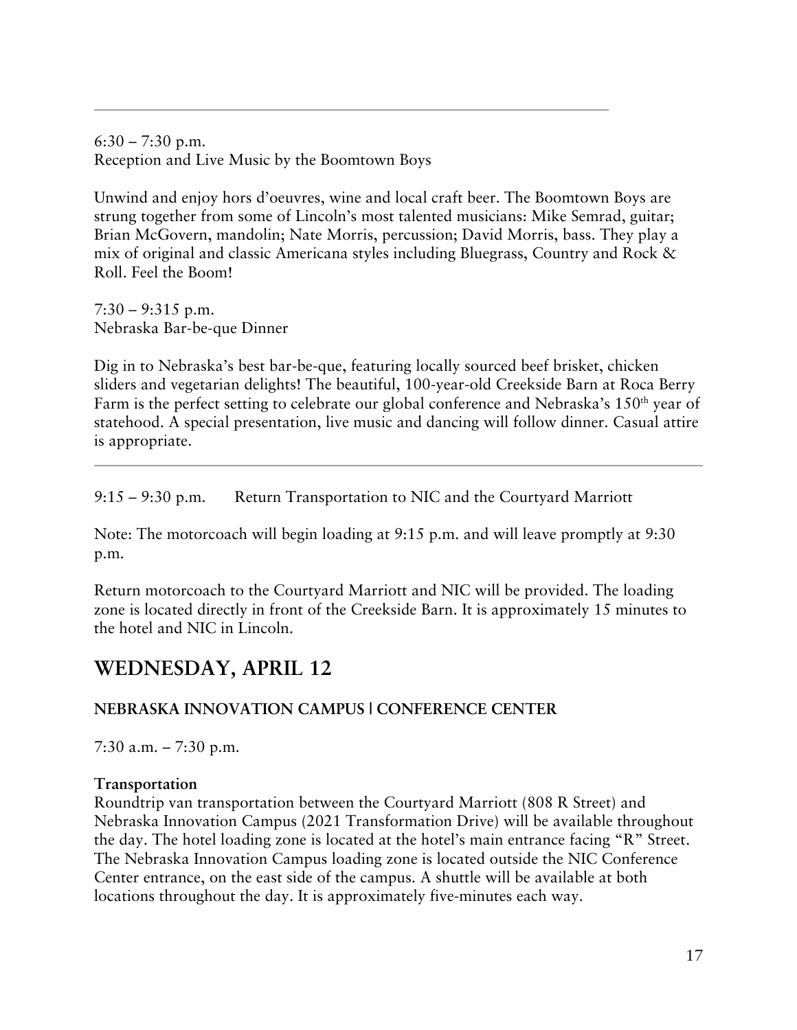6:30 – 7:30 p.m.
Reception and Live Music by the Boomtown Boys

Unwind and enjoy hors d'oeuvres, wine and local craft beer. The Boomtown Boys are strung together from some of Lincoln's most talented musicians: Mike Semrad, guitar; Brian McGovern, mandolin; Nate Morris, percussion; David Morris, bass. They play a mix of original and classic Americana styles including Bluegrass, Country and Rock & Roll. Feel the Boom!

7:30 – 9:315 p.m.
Nebraska Bar-be-que Dinner

Dig in to Nebraska's best bar-be-que, featuring locally sourced beef brisket, chicken sliders and vegetarian delights! The beautiful, 100-year-old Creekside Barn at Roca Berry Farm is the perfect setting to celebrate our global conference and Nebraska's 150th year of statehood. A special presentation, live music and dancing will follow dinner. Casual attire is appropriate.

---

9:15 – 9:30 p.m. Return Transportation to NIC and the Courtyard Marriott

Note: The motorcoach will begin loading at 9:15 p.m. and will leave promptly at 9:30 p.m.

Return motorcoach to the Courtyard Marriott and NIC will be provided. The loading zone is located directly in front of the Creekside Barn. It is approximately 15 minutes to the hotel and NIC in Lincoln.

## WEDNESDAY, APRIL 12

### NEBRASKA INNOVATION CAMPUS | CONFERENCE CENTER

7:30 a.m. – 7:30 p.m.

**Transportation**
Roundtrip van transportation between the Courtyard Marriott (808 R Street) and Nebraska Innovation Campus (2021 Transformation Drive) will be available throughout the day. The hotel loading zone is located at the hotel's main entrance facing "R" Street. The Nebraska Innovation Campus loading zone is located outside the NIC Conference Center entrance, on the east side of the campus. A shuttle will be available at both locations throughout the day. It is approximately five-minutes each way.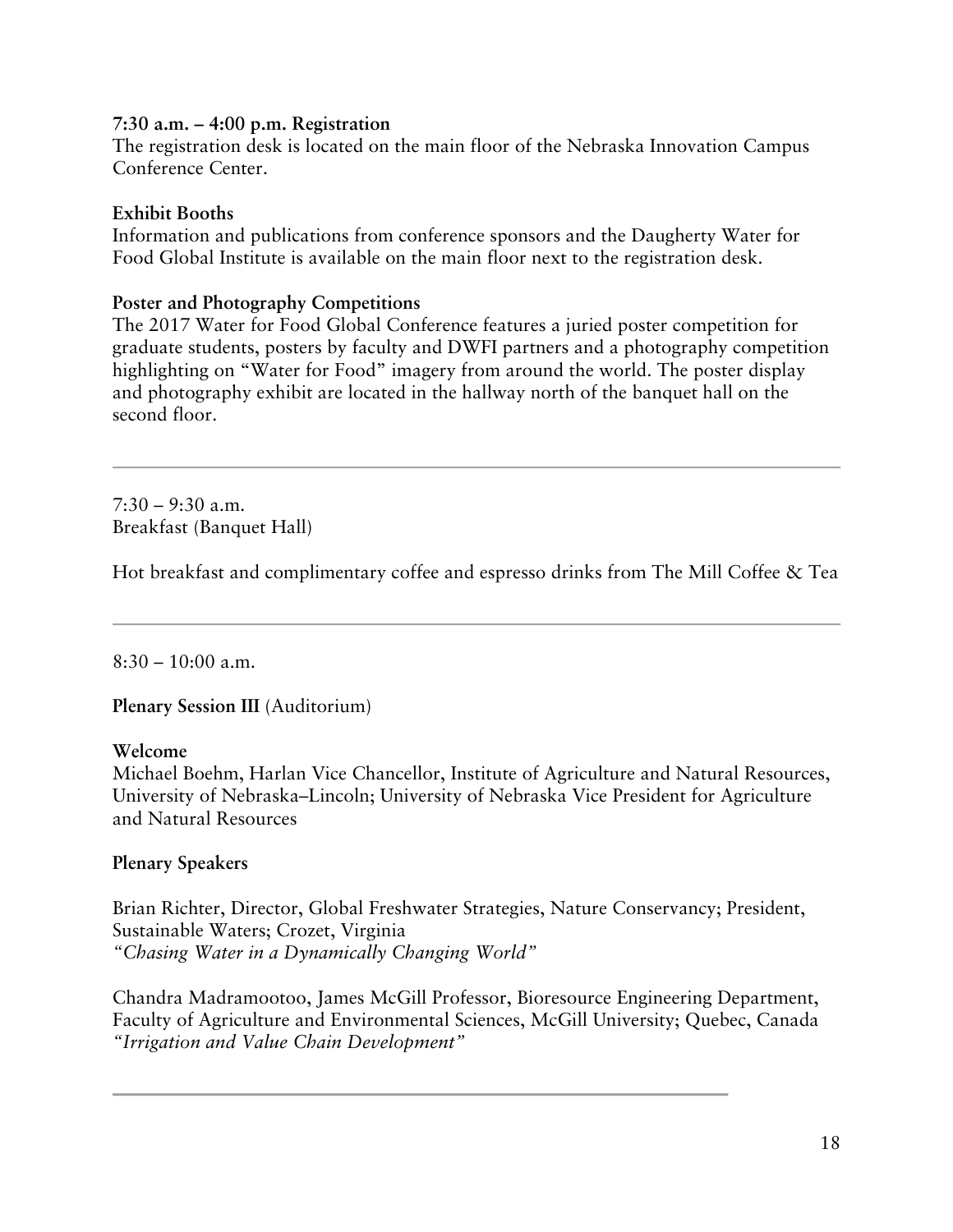**7:30 a.m. – 4:00 p.m. Registration**
The registration desk is located on the main floor of the Nebraska Innovation Campus Conference Center.

**Exhibit Booths**
Information and publications from conference sponsors and the Daugherty Water for Food Global Institute is available on the main floor next to the registration desk.

**Poster and Photography Competitions**
The 2017 Water for Food Global Conference features a juried poster competition for graduate students, posters by faculty and DWFI partners and a photography competition highlighting on "Water for Food" imagery from around the world. The poster display and photography exhibit are located in the hallway north of the banquet hall on the second floor.

---

7:30 – 9:30 a.m.
Breakfast (Banquet Hall)

Hot breakfast and complimentary coffee and espresso drinks from The Mill Coffee & Tea

---

8:30 – 10:00 a.m.

**Plenary Session III** (Auditorium)

**Welcome**
Michael Boehm, Harlan Vice Chancellor, Institute of Agriculture and Natural Resources, University of Nebraska–Lincoln; University of Nebraska Vice President for Agriculture and Natural Resources

**Plenary Speakers**

Brian Richter, Director, Global Freshwater Strategies, Nature Conservancy; President, Sustainable Waters; Crozet, Virginia
*"Chasing Water in a Dynamically Changing World"*

Chandra Madramootoo, James McGill Professor, Bioresource Engineering Department, Faculty of Agriculture and Environmental Sciences, McGill University; Quebec, Canada
*"Irrigation and Value Chain Development"*

---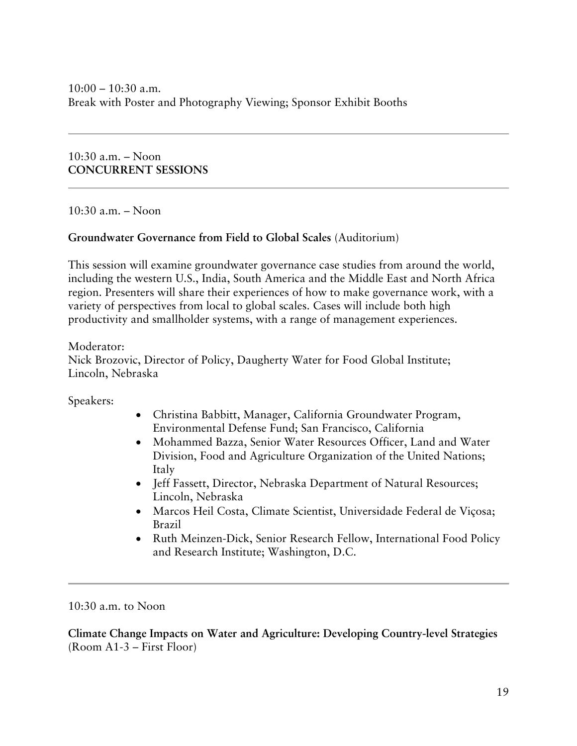10:00 – 10:30 a.m.
Break with Poster and Photography Viewing; Sponsor Exhibit Booths

---

10:30 a.m. – Noon
**CONCURRENT SESSIONS**

---

10:30 a.m. – Noon

**Groundwater Governance from Field to Global Scales** (Auditorium)

This session will examine groundwater governance case studies from around the world, including the western U.S., India, South America and the Middle East and North Africa region. Presenters will share their experiences of how to make governance work, with a variety of perspectives from local to global scales. Cases will include both high productivity and smallholder systems, with a range of management experiences.

Moderator:
Nick Brozovic, Director of Policy, Daugherty Water for Food Global Institute; Lincoln, Nebraska

Speakers:

- Christina Babbitt, Manager, California Groundwater Program, Environmental Defense Fund; San Francisco, California
- Mohammed Bazza, Senior Water Resources Officer, Land and Water Division, Food and Agriculture Organization of the United Nations; Italy
- Jeff Fassett, Director, Nebraska Department of Natural Resources; Lincoln, Nebraska
- Marcos Heil Costa, Climate Scientist, Universidade Federal de Viçosa; Brazil
- Ruth Meinzen-Dick, Senior Research Fellow, International Food Policy and Research Institute; Washington, D.C.

---

10:30 a.m. to Noon

**Climate Change Impacts on Water and Agriculture: Developing Country-level Strategies** (Room A1-3 – First Floor)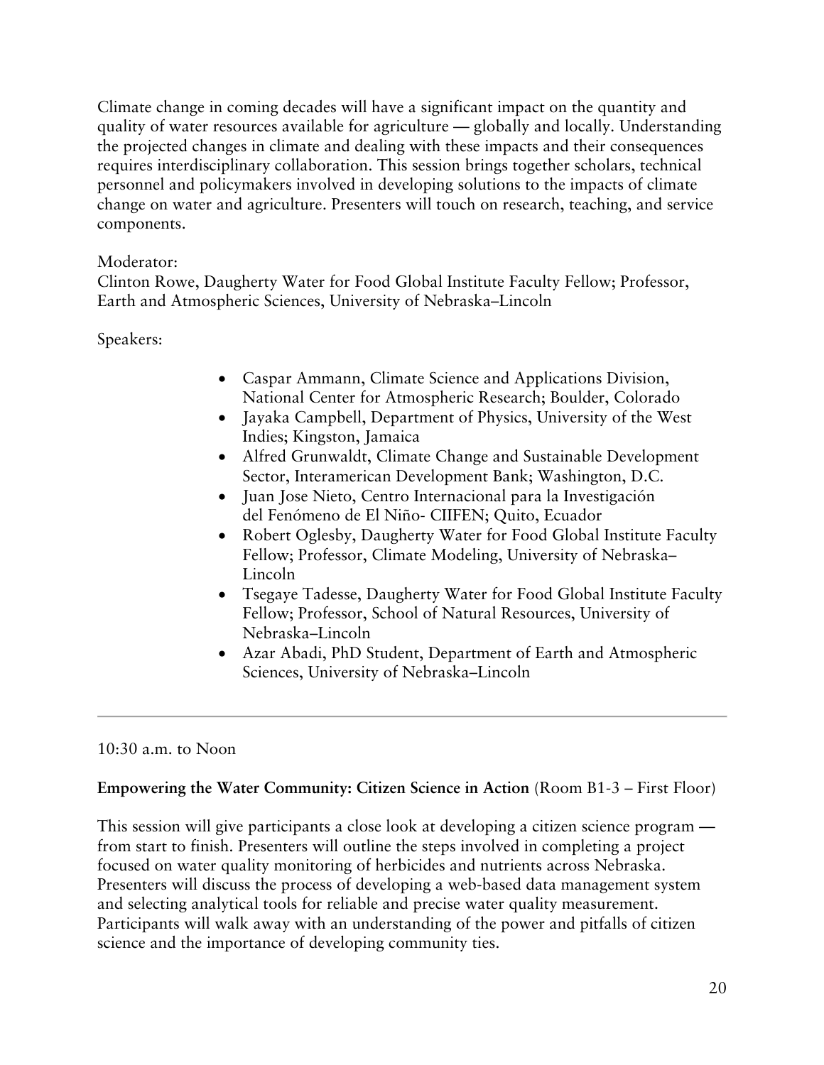Climate change in coming decades will have a significant impact on the quantity and quality of water resources available for agriculture — globally and locally. Understanding the projected changes in climate and dealing with these impacts and their consequences requires interdisciplinary collaboration. This session brings together scholars, technical personnel and policymakers involved in developing solutions to the impacts of climate change on water and agriculture. Presenters will touch on research, teaching, and service components.

Moderator:
Clinton Rowe, Daugherty Water for Food Global Institute Faculty Fellow; Professor, Earth and Atmospheric Sciences, University of Nebraska–Lincoln

Speakers:

- Caspar Ammann, Climate Science and Applications Division, National Center for Atmospheric Research; Boulder, Colorado
- Jayaka Campbell, Department of Physics, University of the West Indies; Kingston, Jamaica
- Alfred Grunwaldt, Climate Change and Sustainable Development Sector, Interamerican Development Bank; Washington, D.C.
- Juan Jose Nieto, Centro Internacional para la Investigación del Fenómeno de El Niño- CIIFEN; Quito, Ecuador
- Robert Oglesby, Daugherty Water for Food Global Institute Faculty Fellow; Professor, Climate Modeling, University of Nebraska–Lincoln
- Tsegaye Tadesse, Daugherty Water for Food Global Institute Faculty Fellow; Professor, School of Natural Resources, University of Nebraska–Lincoln
- Azar Abadi, PhD Student, Department of Earth and Atmospheric Sciences, University of Nebraska–Lincoln

---

10:30 a.m. to Noon

**Empowering the Water Community: Citizen Science in Action** (Room B1-3 – First Floor)

This session will give participants a close look at developing a citizen science program — from start to finish. Presenters will outline the steps involved in completing a project focused on water quality monitoring of herbicides and nutrients across Nebraska. Presenters will discuss the process of developing a web-based data management system and selecting analytical tools for reliable and precise water quality measurement. Participants will walk away with an understanding of the power and pitfalls of citizen science and the importance of developing community ties.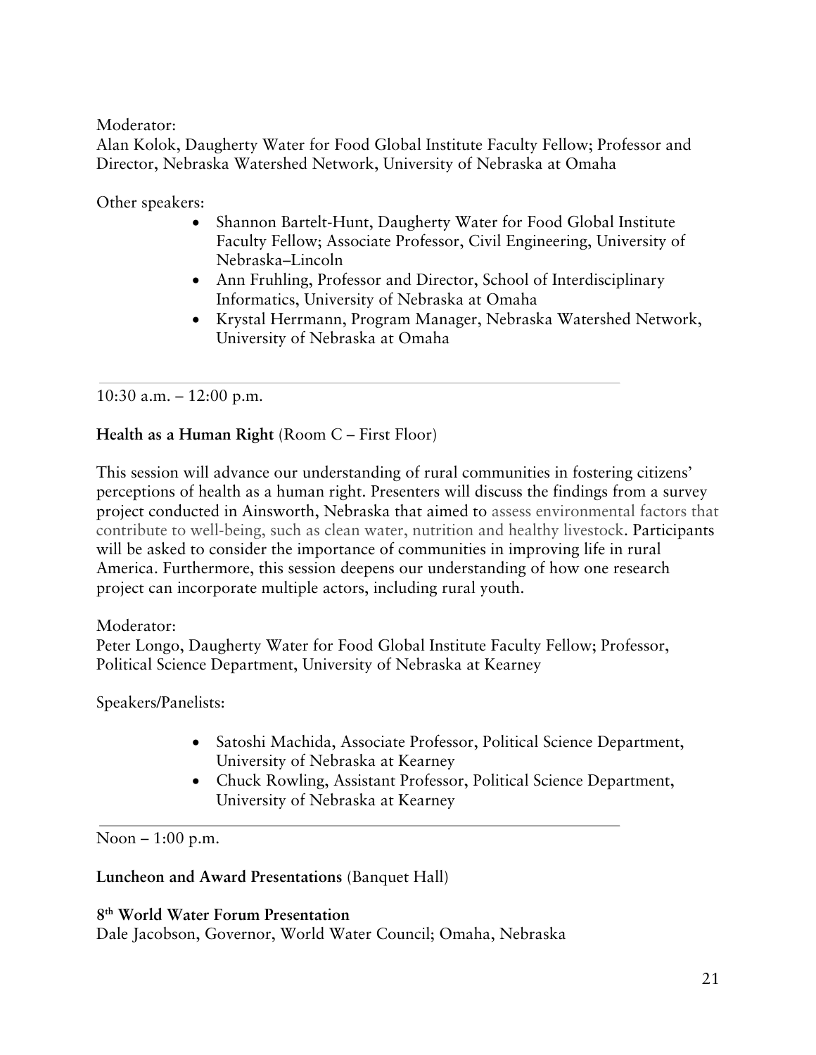Moderator:
Alan Kolok, Daugherty Water for Food Global Institute Faculty Fellow; Professor and Director, Nebraska Watershed Network, University of Nebraska at Omaha

Other speakers:

- Shannon Bartelt-Hunt, Daugherty Water for Food Global Institute Faculty Fellow; Associate Professor, Civil Engineering, University of Nebraska–Lincoln
- Ann Fruhling, Professor and Director, School of Interdisciplinary Informatics, University of Nebraska at Omaha
- Krystal Herrmann, Program Manager, Nebraska Watershed Network, University of Nebraska at Omaha

---

10:30 a.m. – 12:00 p.m.

**Health as a Human Right** (Room C – First Floor)

This session will advance our understanding of rural communities in fostering citizens' perceptions of health as a human right. Presenters will discuss the findings from a survey project conducted in Ainsworth, Nebraska that aimed to assess environmental factors that contribute to well-being, such as clean water, nutrition and healthy livestock. Participants will be asked to consider the importance of communities in improving life in rural America. Furthermore, this session deepens our understanding of how one research project can incorporate multiple actors, including rural youth.

Moderator:
Peter Longo, Daugherty Water for Food Global Institute Faculty Fellow; Professor, Political Science Department, University of Nebraska at Kearney

Speakers/Panelists:

- Satoshi Machida, Associate Professor, Political Science Department, University of Nebraska at Kearney
- Chuck Rowling, Assistant Professor, Political Science Department, University of Nebraska at Kearney

---

Noon – 1:00 p.m.

**Luncheon and Award Presentations** (Banquet Hall)

**8th World Water Forum Presentation**
Dale Jacobson, Governor, World Water Council; Omaha, Nebraska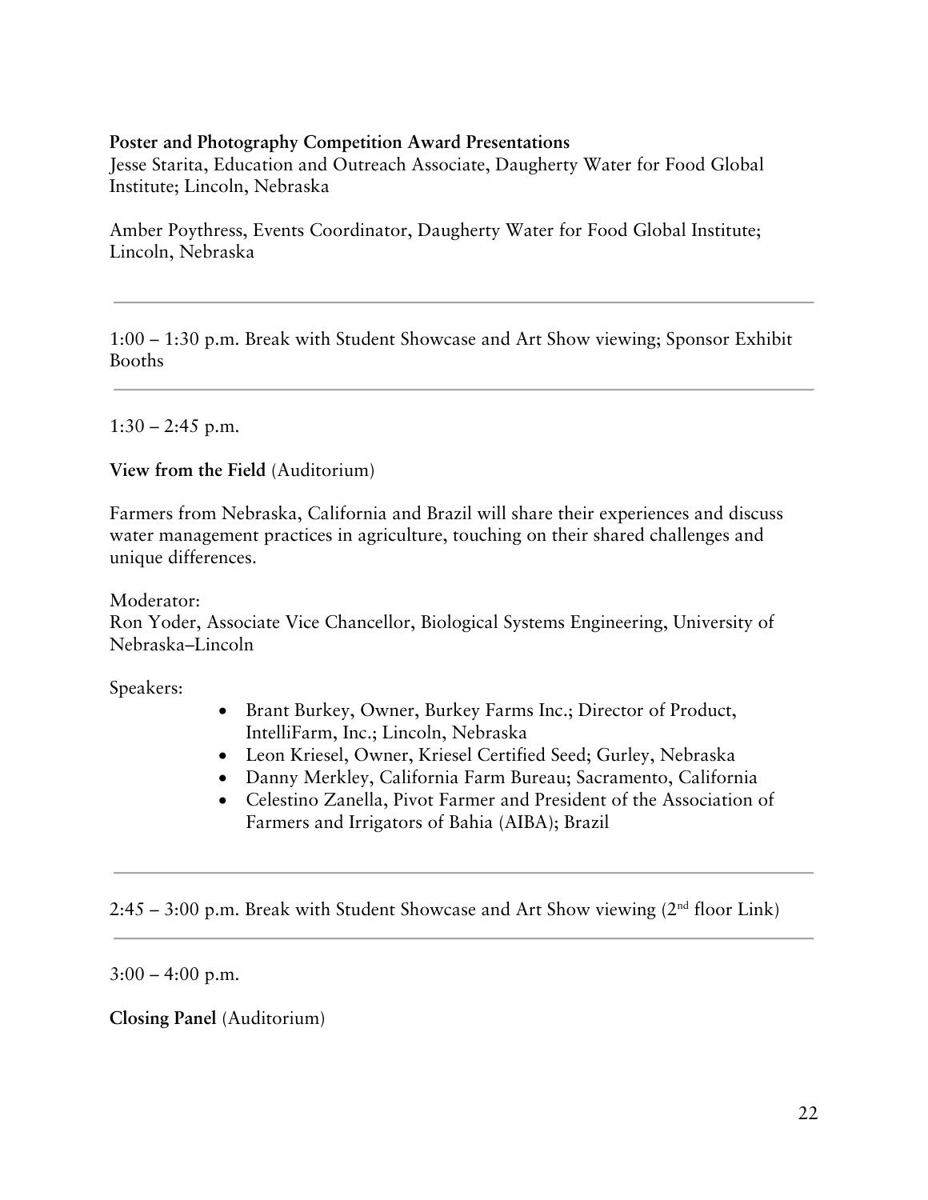**Poster and Photography Competition Award Presentations**
Jesse Starita, Education and Outreach Associate, Daugherty Water for Food Global Institute; Lincoln, Nebraska

Amber Poythress, Events Coordinator, Daugherty Water for Food Global Institute; Lincoln, Nebraska

---

1:00 – 1:30 p.m. Break with Student Showcase and Art Show viewing; Sponsor Exhibit Booths

---

1:30 – 2:45 p.m.

**View from the Field** (Auditorium)

Farmers from Nebraska, California and Brazil will share their experiences and discuss water management practices in agriculture, touching on their shared challenges and unique differences.

Moderator:
Ron Yoder, Associate Vice Chancellor, Biological Systems Engineering, University of Nebraska–Lincoln

Speakers:

- Brant Burkey, Owner, Burkey Farms Inc.; Director of Product, IntelliFarm, Inc.; Lincoln, Nebraska
- Leon Kriesel, Owner, Kriesel Certified Seed; Gurley, Nebraska
- Danny Merkley, California Farm Bureau; Sacramento, California
- Celestino Zanella, Pivot Farmer and President of the Association of Farmers and Irrigators of Bahia (AIBA); Brazil

---

2:45 – 3:00 p.m. Break with Student Showcase and Art Show viewing (2nd floor Link)

---

3:00 – 4:00 p.m.

**Closing Panel** (Auditorium)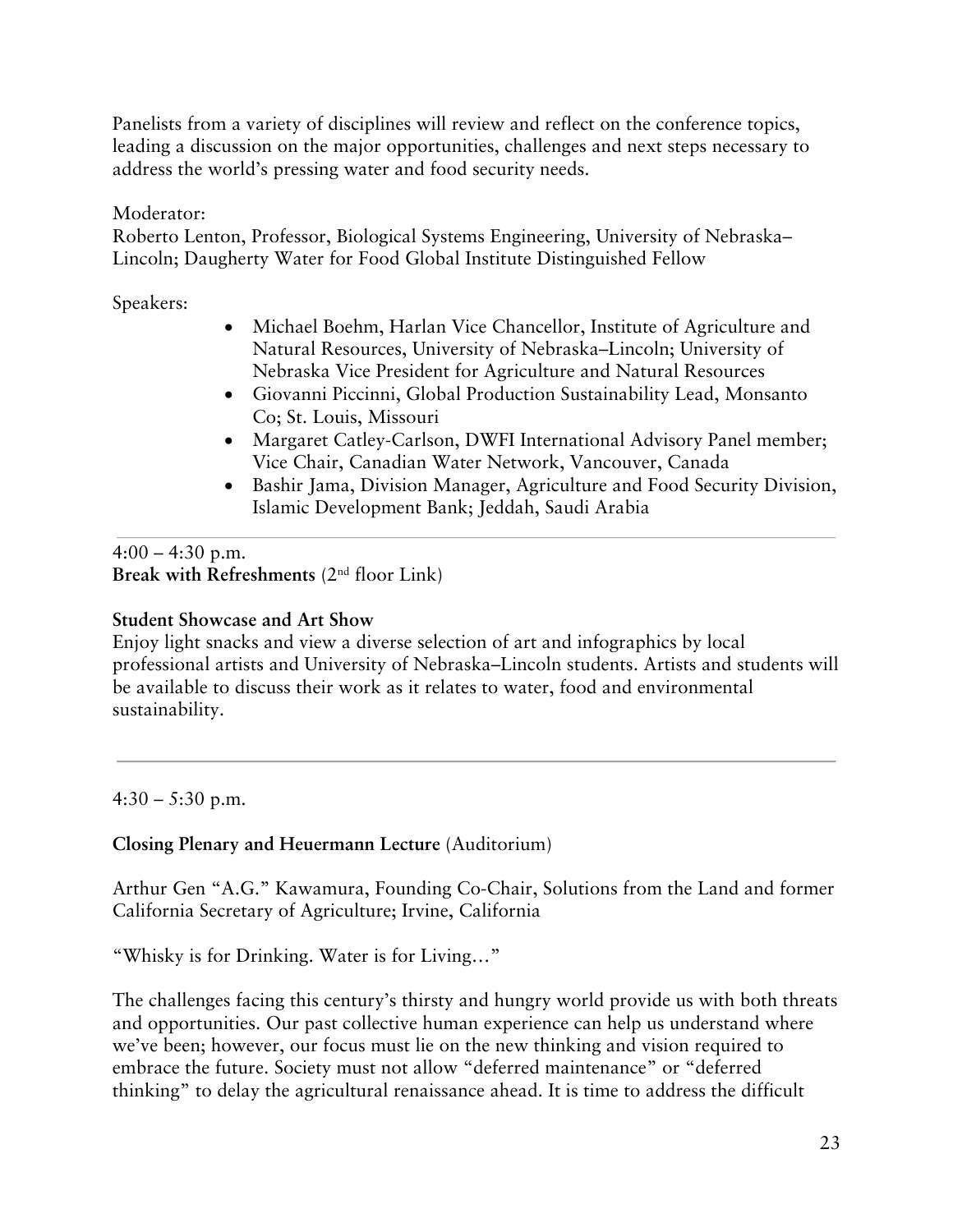Panelists from a variety of disciplines will review and reflect on the conference topics, leading a discussion on the major opportunities, challenges and next steps necessary to address the world's pressing water and food security needs.

Moderator:
Roberto Lenton, Professor, Biological Systems Engineering, University of Nebraska–Lincoln; Daugherty Water for Food Global Institute Distinguished Fellow

Speakers:

- Michael Boehm, Harlan Vice Chancellor, Institute of Agriculture and Natural Resources, University of Nebraska–Lincoln; University of Nebraska Vice President for Agriculture and Natural Resources
- Giovanni Piccinni, Global Production Sustainability Lead, Monsanto Co; St. Louis, Missouri
- Margaret Catley-Carlson, DWFI International Advisory Panel member; Vice Chair, Canadian Water Network, Vancouver, Canada
- Bashir Jama, Division Manager, Agriculture and Food Security Division, Islamic Development Bank; Jeddah, Saudi Arabia

---

4:00 – 4:30 p.m.
**Break with Refreshments** (2nd floor Link)

**Student Showcase and Art Show**
Enjoy light snacks and view a diverse selection of art and infographics by local professional artists and University of Nebraska–Lincoln students. Artists and students will be available to discuss their work as it relates to water, food and environmental sustainability.

---

4:30 – 5:30 p.m.

**Closing Plenary and Heuermann Lecture** (Auditorium)

Arthur Gen "A.G." Kawamura, Founding Co-Chair, Solutions from the Land and former California Secretary of Agriculture; Irvine, California

"Whisky is for Drinking. Water is for Living…"

The challenges facing this century's thirsty and hungry world provide us with both threats and opportunities. Our past collective human experience can help us understand where we've been; however, our focus must lie on the new thinking and vision required to embrace the future. Society must not allow "deferred maintenance" or "deferred thinking" to delay the agricultural renaissance ahead. It is time to address the difficult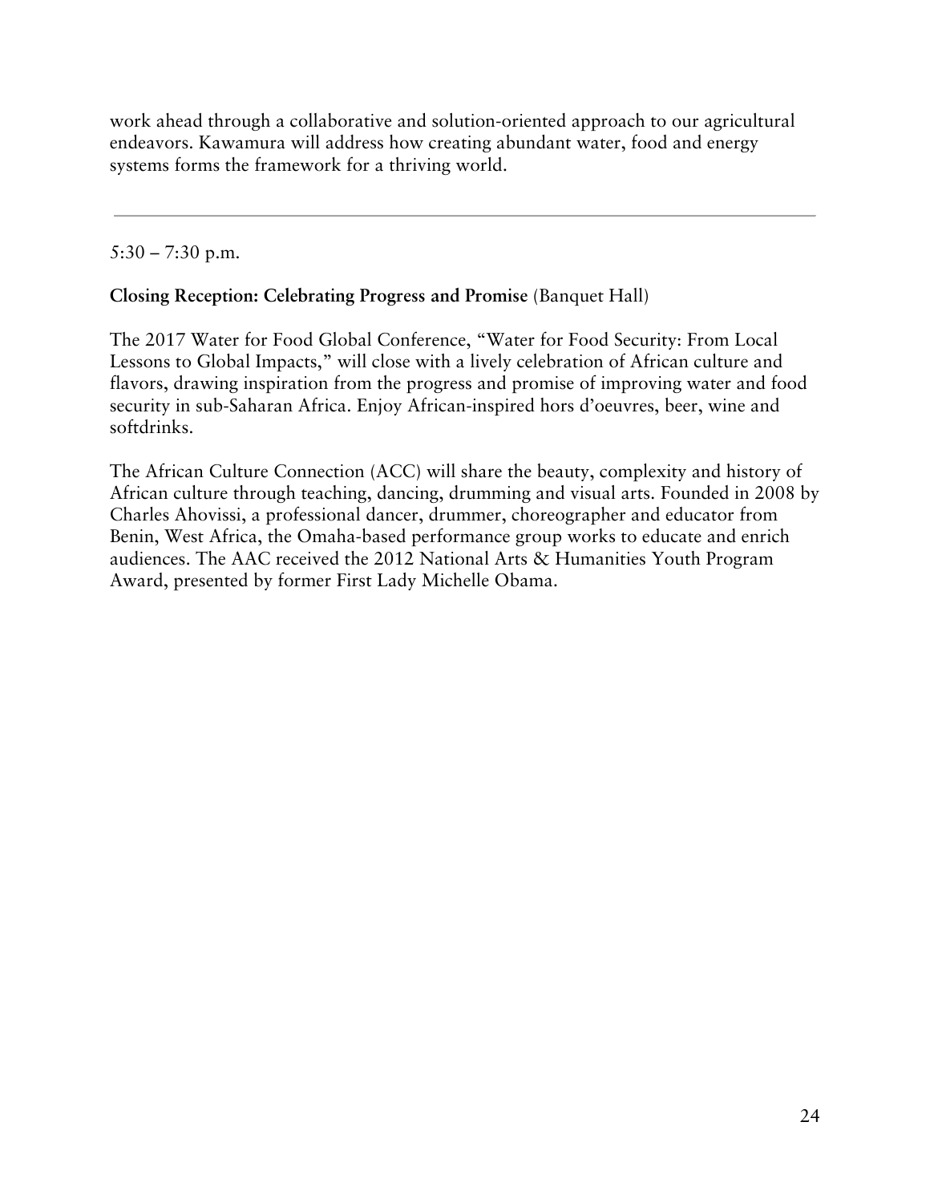work ahead through a collaborative and solution-oriented approach to our agricultural endeavors. Kawamura will address how creating abundant water, food and energy systems forms the framework for a thriving world.

---

5:30 – 7:30 p.m.

**Closing Reception: Celebrating Progress and Promise** (Banquet Hall)

The 2017 Water for Food Global Conference, "Water for Food Security: From Local Lessons to Global Impacts," will close with a lively celebration of African culture and flavors, drawing inspiration from the progress and promise of improving water and food security in sub-Saharan Africa. Enjoy African-inspired hors d'oeuvres, beer, wine and softdrinks.

The African Culture Connection (ACC) will share the beauty, complexity and history of African culture through teaching, dancing, drumming and visual arts. Founded in 2008 by Charles Ahovissi, a professional dancer, drummer, choreographer and educator from Benin, West Africa, the Omaha-based performance group works to educate and enrich audiences. The AAC received the 2012 National Arts & Humanities Youth Program Award, presented by former First Lady Michelle Obama.